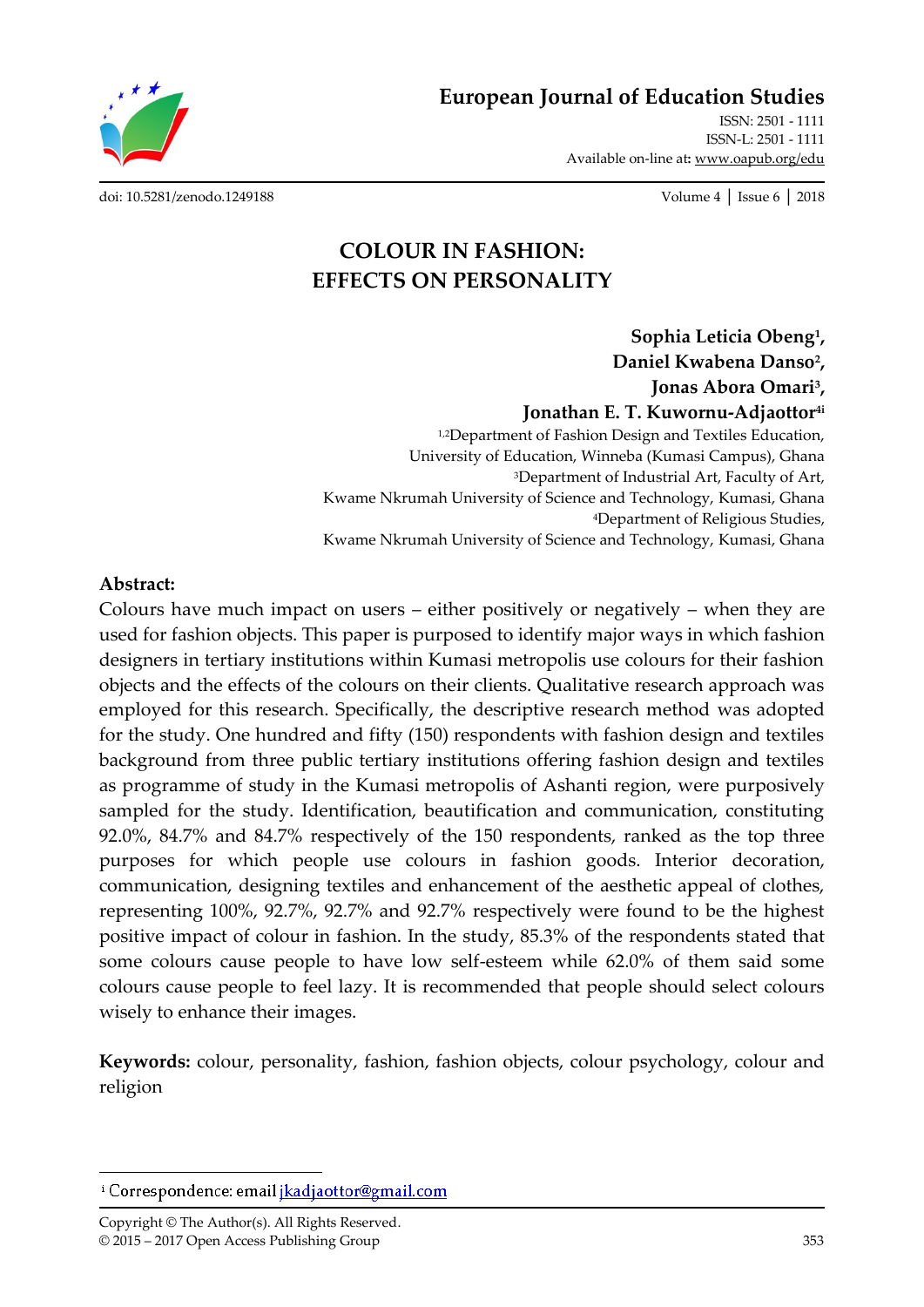# COLOUR IN FASHION: EFFECTS ON PERSONALITY

**Sophia Leticia Obeng[1], Daniel Kwabena Danso[2], Jonas Abora Omari[3], Jonathan E. T. Kuwornu-Adjaottor[4i]**

[1,2]Department of Fashion Design and Textiles Education, University of Education, Winneba (Kumasi Campus), Ghana

[3]Department of Industrial Art, Faculty of Art, Kwame Nkrumah University of Science and Technology, Kumasi, Ghana

[4]Department of Religious Studies, Kwame Nkrumah University of Science and Technology, Kumasi, Ghana

## Abstract:

Colours have much impact on users – either positively or negatively – when they are used for fashion objects. This paper is purposed to identify major ways in which fashion designers in tertiary institutions within Kumasi metropolis use colours for their fashion objects and the effects of the colours on their clients. Qualitative research approach was employed for this research. Specifically, the descriptive research method was adopted for the study. One hundred and fifty (150) respondents with fashion design and textiles background from three public tertiary institutions offering fashion design and textiles as programme of study in the Kumasi metropolis of Ashanti region, were purposively sampled for the study. Identification, beautification and communication, constituting 92.0%, 84.7% and 84.7% respectively of the 150 respondents, ranked as the top three purposes for which people use colours in fashion goods. Interior decoration, communication, designing textiles and enhancement of the aesthetic appeal of clothes, representing 100%, 92.7%, 92.7% and 92.7% respectively were found to be the highest positive impact of colour in fashion. In the study, 85.3% of the respondents stated that some colours cause people to have low self-esteem while 62.0% of them said some colours cause people to feel lazy. It is recommended that people should select colours wisely to enhance their images.

**Keywords:** colour, personality, fashion, fashion objects, colour psychology, colour and religion

---

[i] Correspondence: email jkadjaottor@gmail.com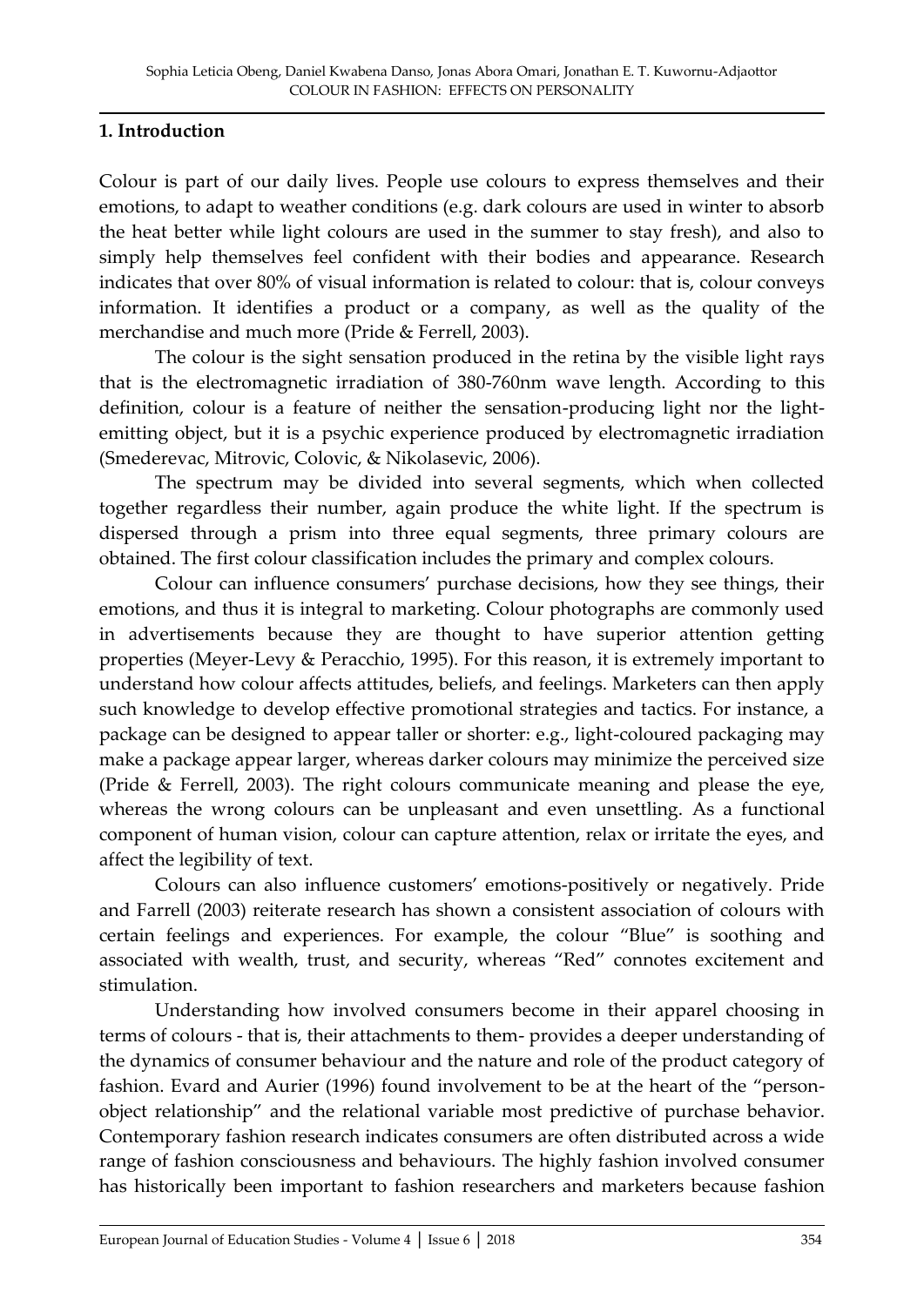## 1. Introduction

Colour is part of our daily lives. People use colours to express themselves and their emotions, to adapt to weather conditions (e.g. dark colours are used in winter to absorb the heat better while light colours are used in the summer to stay fresh), and also to simply help themselves feel confident with their bodies and appearance. Research indicates that over 80% of visual information is related to colour: that is, colour conveys information. It identifies a product or a company, as well as the quality of the merchandise and much more (Pride & Ferrell, 2003).

The colour is the sight sensation produced in the retina by the visible light rays that is the electromagnetic irradiation of 380-760nm wave length. According to this definition, colour is a feature of neither the sensation-producing light nor the light-emitting object, but it is a psychic experience produced by electromagnetic irradiation (Smederevac, Mitrovic, Colovic, & Nikolasevic, 2006).

The spectrum may be divided into several segments, which when collected together regardless their number, again produce the white light. If the spectrum is dispersed through a prism into three equal segments, three primary colours are obtained. The first colour classification includes the primary and complex colours.

Colour can influence consumers' purchase decisions, how they see things, their emotions, and thus it is integral to marketing. Colour photographs are commonly used in advertisements because they are thought to have superior attention getting properties (Meyer-Levy & Peracchio, 1995). For this reason, it is extremely important to understand how colour affects attitudes, beliefs, and feelings. Marketers can then apply such knowledge to develop effective promotional strategies and tactics. For instance, a package can be designed to appear taller or shorter: e.g., light-coloured packaging may make a package appear larger, whereas darker colours may minimize the perceived size (Pride & Ferrell, 2003). The right colours communicate meaning and please the eye, whereas the wrong colours can be unpleasant and even unsettling. As a functional component of human vision, colour can capture attention, relax or irritate the eyes, and affect the legibility of text.

Colours can also influence customers' emotions-positively or negatively. Pride and Farrell (2003) reiterate research has shown a consistent association of colours with certain feelings and experiences. For example, the colour "Blue" is soothing and associated with wealth, trust, and security, whereas "Red" connotes excitement and stimulation.

Understanding how involved consumers become in their apparel choosing in terms of colours - that is, their attachments to them- provides a deeper understanding of the dynamics of consumer behaviour and the nature and role of the product category of fashion. Evard and Aurier (1996) found involvement to be at the heart of the "person-object relationship" and the relational variable most predictive of purchase behavior. Contemporary fashion research indicates consumers are often distributed across a wide range of fashion consciousness and behaviours. The highly fashion involved consumer has historically been important to fashion researchers and marketers because fashion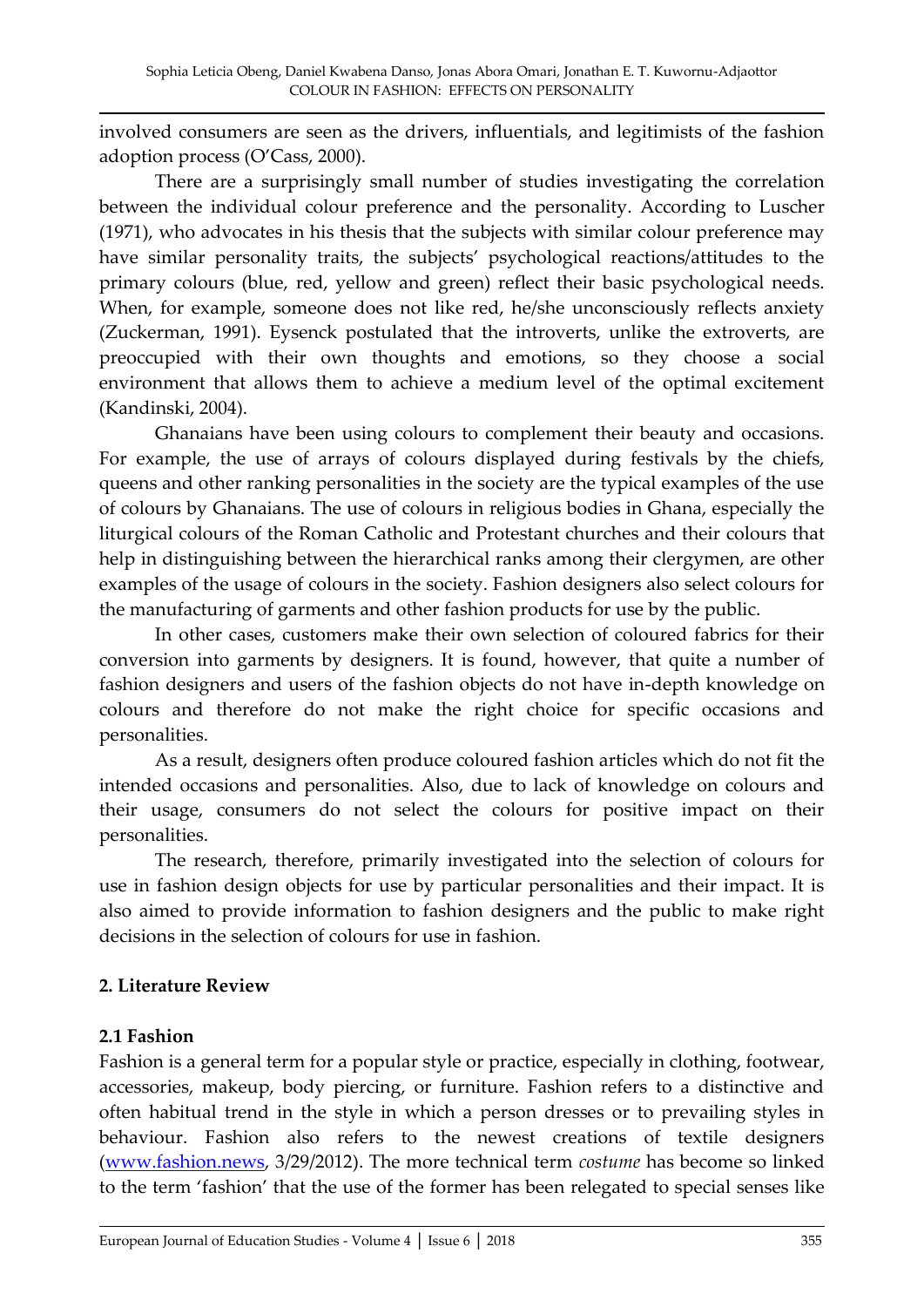involved consumers are seen as the drivers, influentials, and legitimists of the fashion adoption process (O'Cass, 2000).

There are a surprisingly small number of studies investigating the correlation between the individual colour preference and the personality. According to Luscher (1971), who advocates in his thesis that the subjects with similar colour preference may have similar personality traits, the subjects' psychological reactions/attitudes to the primary colours (blue, red, yellow and green) reflect their basic psychological needs. When, for example, someone does not like red, he/she unconsciously reflects anxiety (Zuckerman, 1991). Eysenck postulated that the introverts, unlike the extroverts, are preoccupied with their own thoughts and emotions, so they choose a social environment that allows them to achieve a medium level of the optimal excitement (Kandinski, 2004).

Ghanaians have been using colours to complement their beauty and occasions. For example, the use of arrays of colours displayed during festivals by the chiefs, queens and other ranking personalities in the society are the typical examples of the use of colours by Ghanaians. The use of colours in religious bodies in Ghana, especially the liturgical colours of the Roman Catholic and Protestant churches and their colours that help in distinguishing between the hierarchical ranks among their clergymen, are other examples of the usage of colours in the society. Fashion designers also select colours for the manufacturing of garments and other fashion products for use by the public.

In other cases, customers make their own selection of coloured fabrics for their conversion into garments by designers. It is found, however, that quite a number of fashion designers and users of the fashion objects do not have in-depth knowledge on colours and therefore do not make the right choice for specific occasions and personalities.

As a result, designers often produce coloured fashion articles which do not fit the intended occasions and personalities. Also, due to lack of knowledge on colours and their usage, consumers do not select the colours for positive impact on their personalities.

The research, therefore, primarily investigated into the selection of colours for use in fashion design objects for use by particular personalities and their impact. It is also aimed to provide information to fashion designers and the public to make right decisions in the selection of colours for use in fashion.

## 2. Literature Review

### 2.1 Fashion

Fashion is a general term for a popular style or practice, especially in clothing, footwear, accessories, makeup, body piercing, or furniture. Fashion refers to a distinctive and often habitual trend in the style in which a person dresses or to prevailing styles in behaviour. Fashion also refers to the newest creations of textile designers (www.fashion.news, 3/29/2012). The more technical term *costume* has become so linked to the term 'fashion' that the use of the former has been relegated to special senses like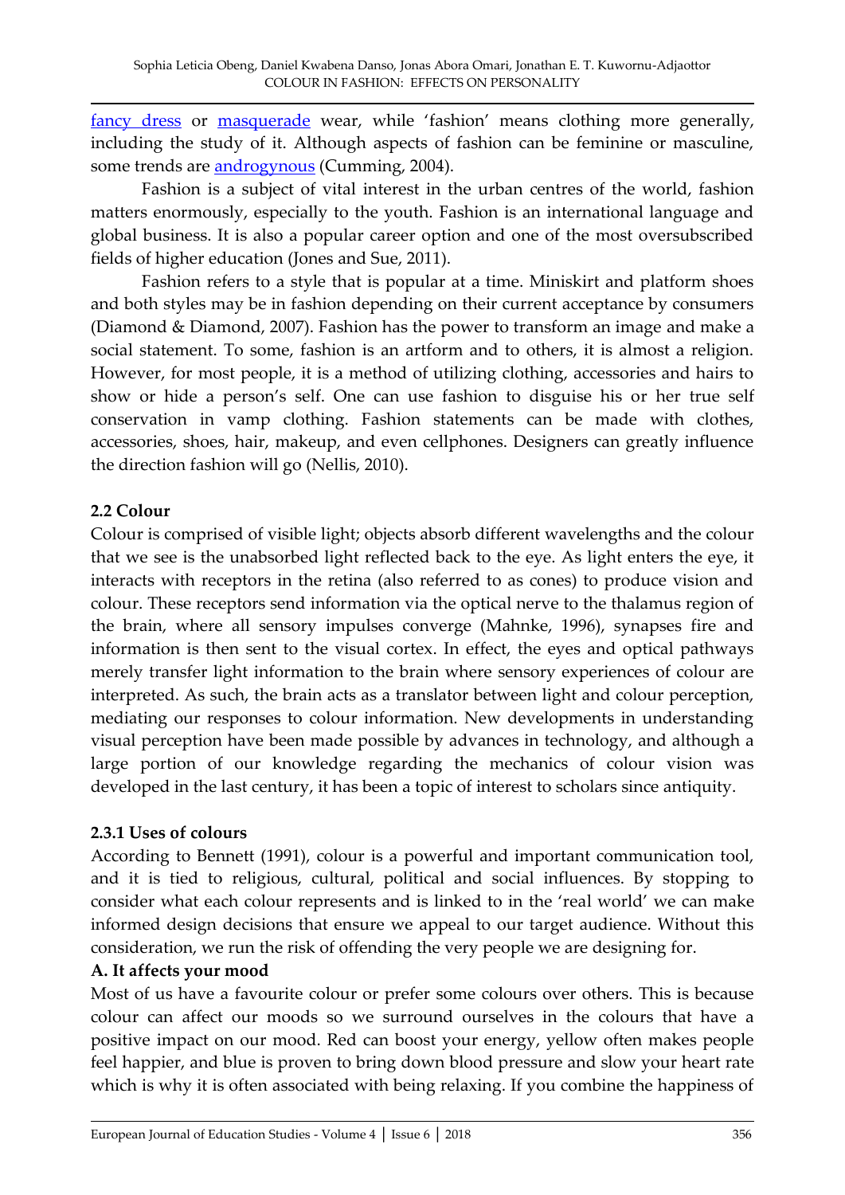fancy dress or masquerade wear, while 'fashion' means clothing more generally, including the study of it. Although aspects of fashion can be feminine or masculine, some trends are androgynous (Cumming, 2004).

Fashion is a subject of vital interest in the urban centres of the world, fashion matters enormously, especially to the youth. Fashion is an international language and global business. It is also a popular career option and one of the most oversubscribed fields of higher education (Jones and Sue, 2011).

Fashion refers to a style that is popular at a time. Miniskirt and platform shoes and both styles may be in fashion depending on their current acceptance by consumers (Diamond & Diamond, 2007). Fashion has the power to transform an image and make a social statement. To some, fashion is an artform and to others, it is almost a religion. However, for most people, it is a method of utilizing clothing, accessories and hairs to show or hide a person's self. One can use fashion to disguise his or her true self conservation in vamp clothing. Fashion statements can be made with clothes, accessories, shoes, hair, makeup, and even cellphones. Designers can greatly influence the direction fashion will go (Nellis, 2010).

### 2.2 Colour

Colour is comprised of visible light; objects absorb different wavelengths and the colour that we see is the unabsorbed light reflected back to the eye. As light enters the eye, it interacts with receptors in the retina (also referred to as cones) to produce vision and colour. These receptors send information via the optical nerve to the thalamus region of the brain, where all sensory impulses converge (Mahnke, 1996), synapses fire and information is then sent to the visual cortex. In effect, the eyes and optical pathways merely transfer light information to the brain where sensory experiences of colour are interpreted. As such, the brain acts as a translator between light and colour perception, mediating our responses to colour information. New developments in understanding visual perception have been made possible by advances in technology, and although a large portion of our knowledge regarding the mechanics of colour vision was developed in the last century, it has been a topic of interest to scholars since antiquity.

### 2.3.1 Uses of colours

According to Bennett (1991), colour is a powerful and important communication tool, and it is tied to religious, cultural, political and social influences. By stopping to consider what each colour represents and is linked to in the 'real world' we can make informed design decisions that ensure we appeal to our target audience. Without this consideration, we run the risk of offending the very people we are designing for.

**A. It affects your mood**

Most of us have a favourite colour or prefer some colours over others. This is because colour can affect our moods so we surround ourselves in the colours that have a positive impact on our mood. Red can boost your energy, yellow often makes people feel happier, and blue is proven to bring down blood pressure and slow your heart rate which is why it is often associated with being relaxing. If you combine the happiness of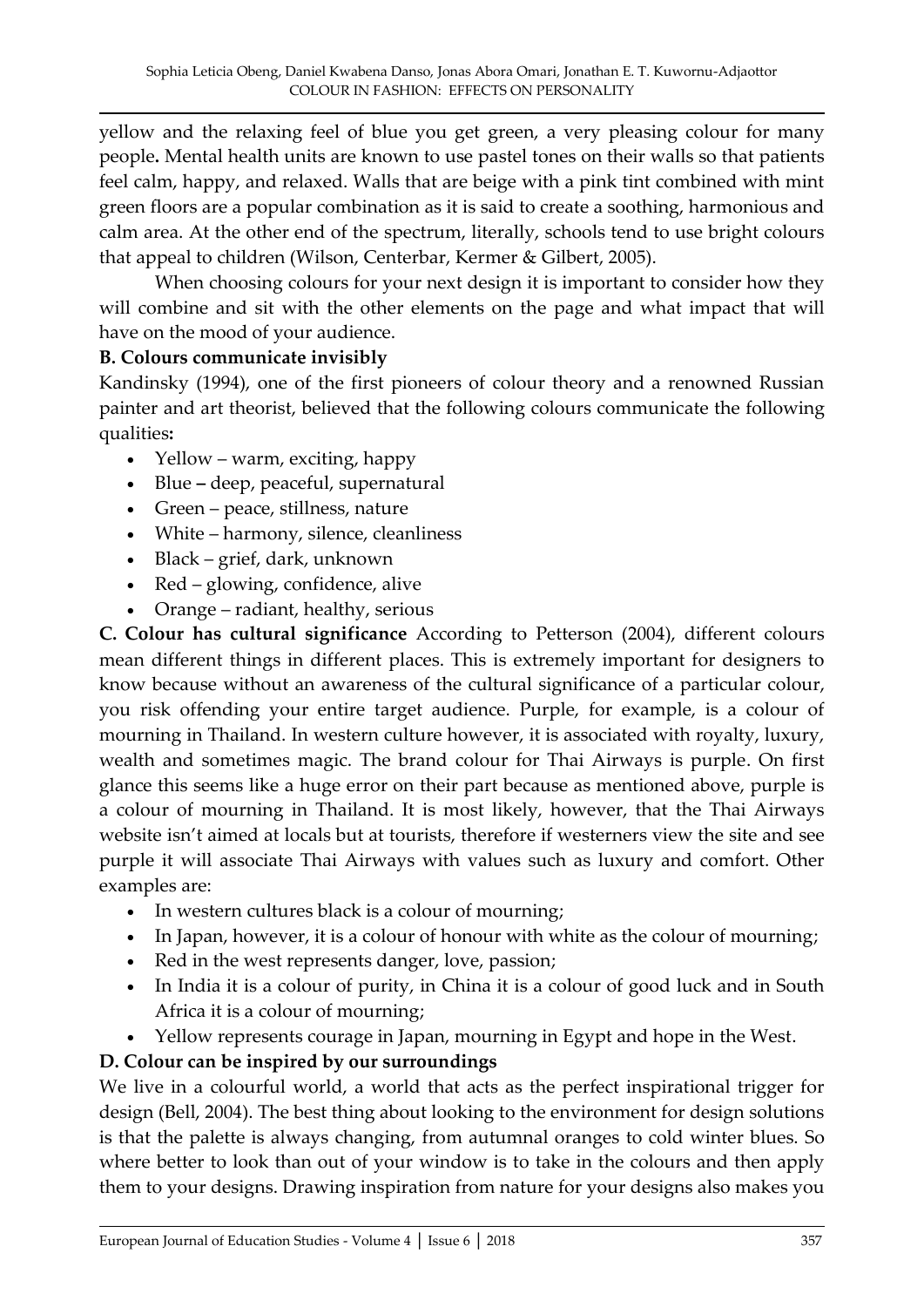yellow and the relaxing feel of blue you get green, a very pleasing colour for many people**.** Mental health units are known to use pastel tones on their walls so that patients feel calm, happy, and relaxed. Walls that are beige with a pink tint combined with mint green floors are a popular combination as it is said to create a soothing, harmonious and calm area. At the other end of the spectrum, literally, schools tend to use bright colours that appeal to children (Wilson, Centerbar, Kermer & Gilbert, 2005).

When choosing colours for your next design it is important to consider how they will combine and sit with the other elements on the page and what impact that will have on the mood of your audience.

**B. Colours communicate invisibly**

Kandinsky (1994), one of the first pioneers of colour theory and a renowned Russian painter and art theorist, believed that the following colours communicate the following qualities**:**

- Yellow – warm, exciting, happy
- Blue **–** deep, peaceful, supernatural
- Green – peace, stillness, nature
- White – harmony, silence, cleanliness
- Black – grief, dark, unknown
- Red – glowing, confidence, alive
- Orange – radiant, healthy, serious

**C. Colour has cultural significance** According to Petterson (2004), different colours mean different things in different places. This is extremely important for designers to know because without an awareness of the cultural significance of a particular colour, you risk offending your entire target audience. Purple, for example, is a colour of mourning in Thailand. In western culture however, it is associated with royalty, luxury, wealth and sometimes magic. The brand colour for Thai Airways is purple. On first glance this seems like a huge error on their part because as mentioned above, purple is a colour of mourning in Thailand. It is most likely, however, that the Thai Airways website isn't aimed at locals but at tourists, therefore if westerners view the site and see purple it will associate Thai Airways with values such as luxury and comfort. Other examples are:

- In western cultures black is a colour of mourning;
- In Japan, however, it is a colour of honour with white as the colour of mourning;
- Red in the west represents danger, love, passion;
- In India it is a colour of purity, in China it is a colour of good luck and in South Africa it is a colour of mourning;
- Yellow represents courage in Japan, mourning in Egypt and hope in the West.

**D. Colour can be inspired by our surroundings**

We live in a colourful world, a world that acts as the perfect inspirational trigger for design (Bell, 2004). The best thing about looking to the environment for design solutions is that the palette is always changing, from autumnal oranges to cold winter blues. So where better to look than out of your window is to take in the colours and then apply them to your designs. Drawing inspiration from nature for your designs also makes you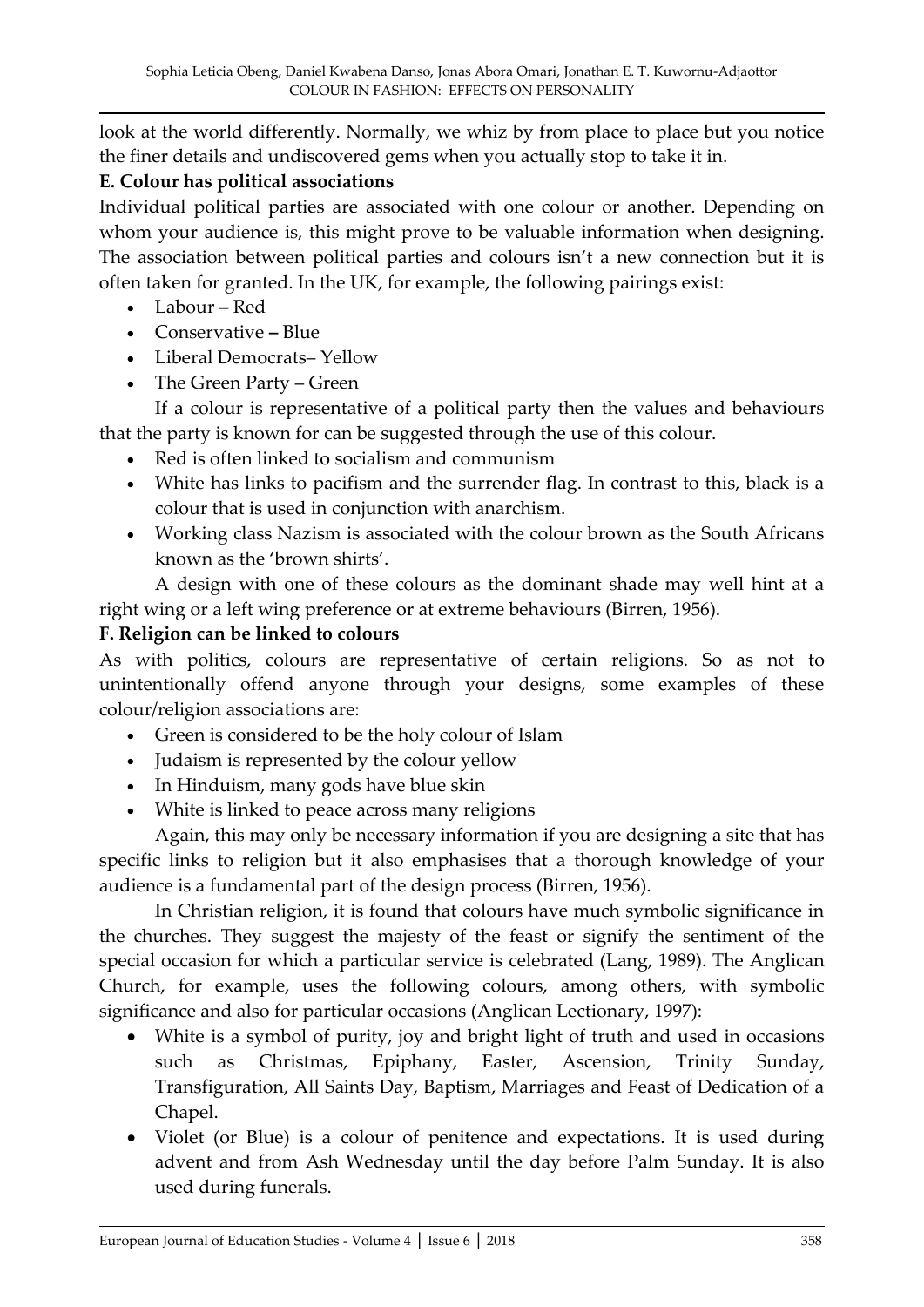look at the world differently. Normally, we whiz by from place to place but you notice the finer details and undiscovered gems when you actually stop to take it in.

**E. Colour has political associations**

Individual political parties are associated with one colour or another. Depending on whom your audience is, this might prove to be valuable information when designing. The association between political parties and colours isn't a new connection but it is often taken for granted. In the UK, for example, the following pairings exist:

- Labour **–** Red
- Conservative **–** Blue
- Liberal Democrats– Yellow
- The Green Party – Green

If a colour is representative of a political party then the values and behaviours that the party is known for can be suggested through the use of this colour.

- Red is often linked to socialism and communism
- White has links to pacifism and the surrender flag. In contrast to this, black is a colour that is used in conjunction with anarchism.
- Working class Nazism is associated with the colour brown as the South Africans known as the 'brown shirts'.

A design with one of these colours as the dominant shade may well hint at a right wing or a left wing preference or at extreme behaviours (Birren, 1956).

**F. Religion can be linked to colours**

As with politics, colours are representative of certain religions. So as not to unintentionally offend anyone through your designs, some examples of these colour/religion associations are:

- Green is considered to be the holy colour of Islam
- Judaism is represented by the colour yellow
- In Hinduism, many gods have blue skin
- White is linked to peace across many religions

Again, this may only be necessary information if you are designing a site that has specific links to religion but it also emphasises that a thorough knowledge of your audience is a fundamental part of the design process (Birren, 1956).

In Christian religion, it is found that colours have much symbolic significance in the churches. They suggest the majesty of the feast or signify the sentiment of the special occasion for which a particular service is celebrated (Lang, 1989). The Anglican Church, for example, uses the following colours, among others, with symbolic significance and also for particular occasions (Anglican Lectionary, 1997):

- White is a symbol of purity, joy and bright light of truth and used in occasions such as Christmas, Epiphany, Easter, Ascension, Trinity Sunday, Transfiguration, All Saints Day, Baptism, Marriages and Feast of Dedication of a Chapel.
- Violet (or Blue) is a colour of penitence and expectations. It is used during advent and from Ash Wednesday until the day before Palm Sunday. It is also used during funerals.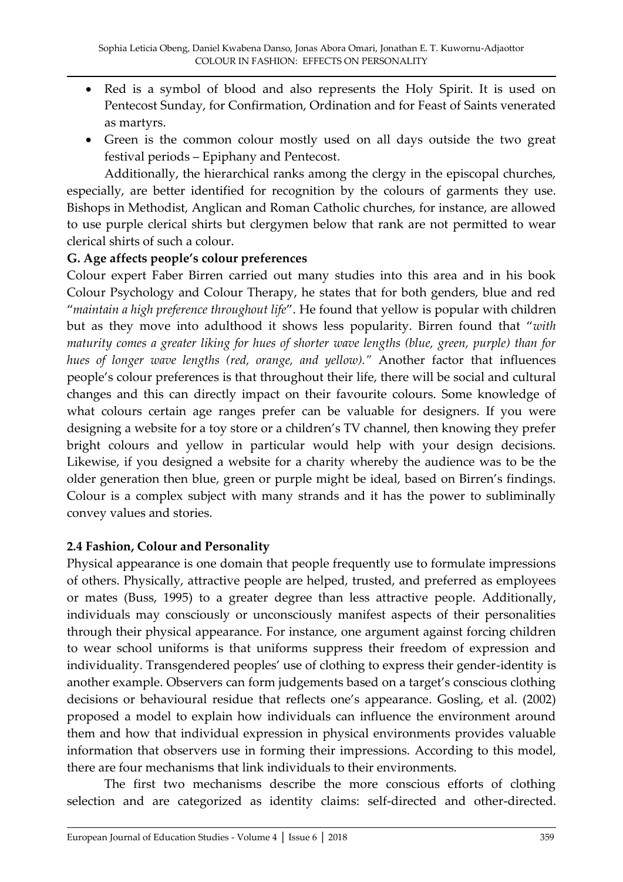- Red is a symbol of blood and also represents the Holy Spirit. It is used on Pentecost Sunday, for Confirmation, Ordination and for Feast of Saints venerated as martyrs.
- Green is the common colour mostly used on all days outside the two great festival periods – Epiphany and Pentecost.

Additionally, the hierarchical ranks among the clergy in the episcopal churches, especially, are better identified for recognition by the colours of garments they use. Bishops in Methodist, Anglican and Roman Catholic churches, for instance, are allowed to use purple clerical shirts but clergymen below that rank are not permitted to wear clerical shirts of such a colour.

**G. Age affects people's colour preferences**

Colour expert Faber Birren carried out many studies into this area and in his book Colour Psychology and Colour Therapy, he states that for both genders, blue and red "*maintain a high preference throughout life*". He found that yellow is popular with children but as they move into adulthood it shows less popularity. Birren found that "*with maturity comes a greater liking for hues of shorter wave lengths (blue, green, purple) than for hues of longer wave lengths (red, orange, and yellow).*" Another factor that influences people's colour preferences is that throughout their life, there will be social and cultural changes and this can directly impact on their favourite colours. Some knowledge of what colours certain age ranges prefer can be valuable for designers. If you were designing a website for a toy store or a children's TV channel, then knowing they prefer bright colours and yellow in particular would help with your design decisions. Likewise, if you designed a website for a charity whereby the audience was to be the older generation then blue, green or purple might be ideal, based on Birren's findings. Colour is a complex subject with many strands and it has the power to subliminally convey values and stories.

### 2.4 Fashion, Colour and Personality

Physical appearance is one domain that people frequently use to formulate impressions of others. Physically, attractive people are helped, trusted, and preferred as employees or mates (Buss, 1995) to a greater degree than less attractive people. Additionally, individuals may consciously or unconsciously manifest aspects of their personalities through their physical appearance. For instance, one argument against forcing children to wear school uniforms is that uniforms suppress their freedom of expression and individuality. Transgendered peoples' use of clothing to express their gender-identity is another example. Observers can form judgements based on a target's conscious clothing decisions or behavioural residue that reflects one's appearance. Gosling, et al. (2002) proposed a model to explain how individuals can influence the environment around them and how that individual expression in physical environments provides valuable information that observers use in forming their impressions. According to this model, there are four mechanisms that link individuals to their environments.

The first two mechanisms describe the more conscious efforts of clothing selection and are categorized as identity claims: self-directed and other-directed.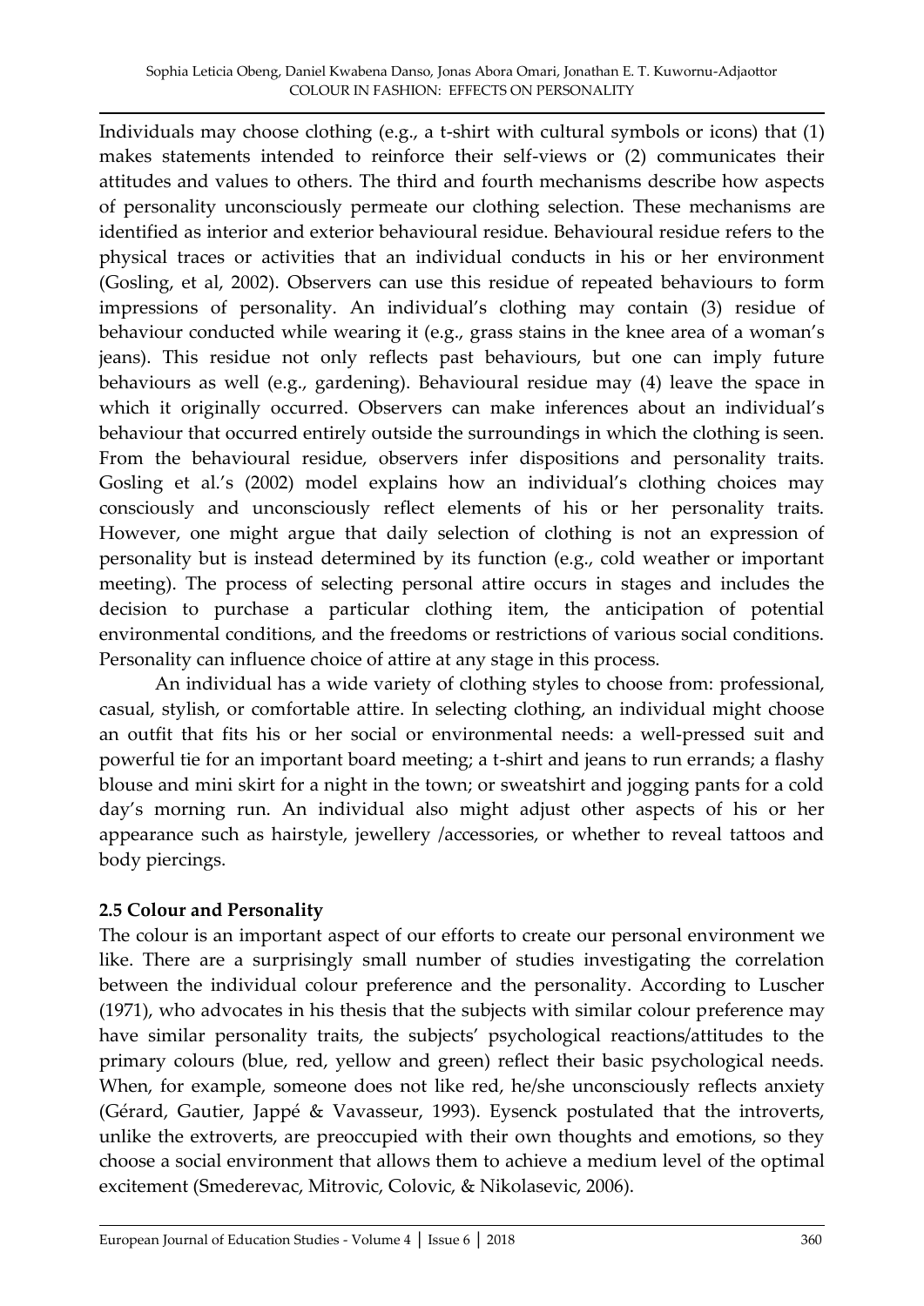Individuals may choose clothing (e.g., a t-shirt with cultural symbols or icons) that (1) makes statements intended to reinforce their self-views or (2) communicates their attitudes and values to others. The third and fourth mechanisms describe how aspects of personality unconsciously permeate our clothing selection. These mechanisms are identified as interior and exterior behavioural residue. Behavioural residue refers to the physical traces or activities that an individual conducts in his or her environment (Gosling, et al, 2002). Observers can use this residue of repeated behaviours to form impressions of personality. An individual's clothing may contain (3) residue of behaviour conducted while wearing it (e.g., grass stains in the knee area of a woman's jeans). This residue not only reflects past behaviours, but one can imply future behaviours as well (e.g., gardening). Behavioural residue may (4) leave the space in which it originally occurred. Observers can make inferences about an individual's behaviour that occurred entirely outside the surroundings in which the clothing is seen. From the behavioural residue, observers infer dispositions and personality traits. Gosling et al.'s (2002) model explains how an individual's clothing choices may consciously and unconsciously reflect elements of his or her personality traits. However, one might argue that daily selection of clothing is not an expression of personality but is instead determined by its function (e.g., cold weather or important meeting). The process of selecting personal attire occurs in stages and includes the decision to purchase a particular clothing item, the anticipation of potential environmental conditions, and the freedoms or restrictions of various social conditions. Personality can influence choice of attire at any stage in this process.

An individual has a wide variety of clothing styles to choose from: professional, casual, stylish, or comfortable attire. In selecting clothing, an individual might choose an outfit that fits his or her social or environmental needs: a well-pressed suit and powerful tie for an important board meeting; a t-shirt and jeans to run errands; a flashy blouse and mini skirt for a night in the town; or sweatshirt and jogging pants for a cold day's morning run. An individual also might adjust other aspects of his or her appearance such as hairstyle, jewellery /accessories, or whether to reveal tattoos and body piercings.

**2.5 Colour and Personality**

The colour is an important aspect of our efforts to create our personal environment we like. There are a surprisingly small number of studies investigating the correlation between the individual colour preference and the personality. According to Luscher (1971), who advocates in his thesis that the subjects with similar colour preference may have similar personality traits, the subjects' psychological reactions/attitudes to the primary colours (blue, red, yellow and green) reflect their basic psychological needs. When, for example, someone does not like red, he/she unconsciously reflects anxiety (Gérard, Gautier, Jappé & Vavasseur, 1993). Eysenck postulated that the introverts, unlike the extroverts, are preoccupied with their own thoughts and emotions, so they choose a social environment that allows them to achieve a medium level of the optimal excitement (Smederevac, Mitrovic, Colovic, & Nikolasevic, 2006).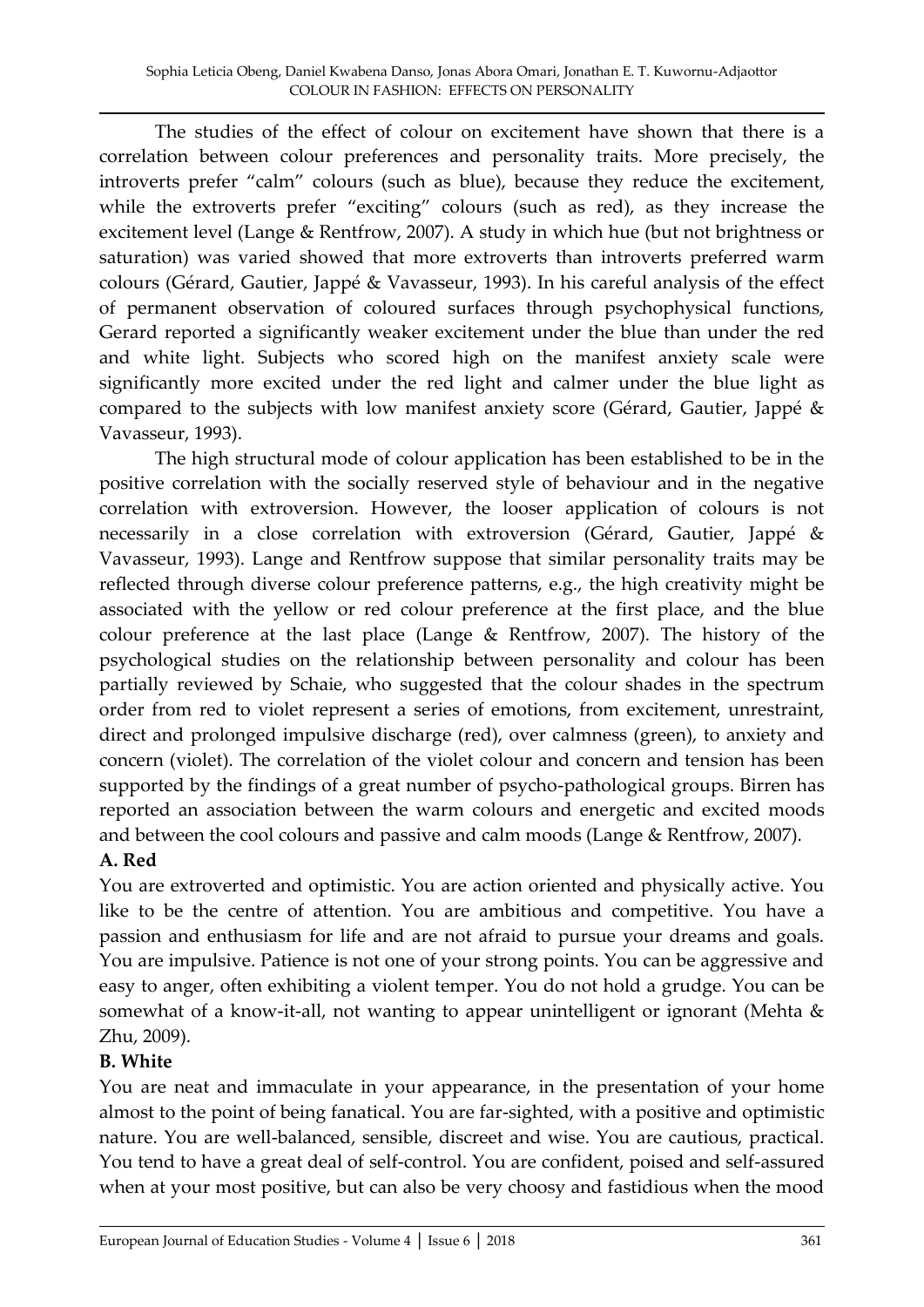The studies of the effect of colour on excitement have shown that there is a correlation between colour preferences and personality traits. More precisely, the introverts prefer "calm" colours (such as blue), because they reduce the excitement, while the extroverts prefer "exciting" colours (such as red), as they increase the excitement level (Lange & Rentfrow, 2007). A study in which hue (but not brightness or saturation) was varied showed that more extroverts than introverts preferred warm colours (Gérard, Gautier, Jappé & Vavasseur, 1993). In his careful analysis of the effect of permanent observation of coloured surfaces through psychophysical functions, Gerard reported a significantly weaker excitement under the blue than under the red and white light. Subjects who scored high on the manifest anxiety scale were significantly more excited under the red light and calmer under the blue light as compared to the subjects with low manifest anxiety score (Gérard, Gautier, Jappé & Vavasseur, 1993).

The high structural mode of colour application has been established to be in the positive correlation with the socially reserved style of behaviour and in the negative correlation with extroversion. However, the looser application of colours is not necessarily in a close correlation with extroversion (Gérard, Gautier, Jappé & Vavasseur, 1993). Lange and Rentfrow suppose that similar personality traits may be reflected through diverse colour preference patterns, e.g., the high creativity might be associated with the yellow or red colour preference at the first place, and the blue colour preference at the last place (Lange & Rentfrow, 2007). The history of the psychological studies on the relationship between personality and colour has been partially reviewed by Schaie, who suggested that the colour shades in the spectrum order from red to violet represent a series of emotions, from excitement, unrestraint, direct and prolonged impulsive discharge (red), over calmness (green), to anxiety and concern (violet). The correlation of the violet colour and concern and tension has been supported by the findings of a great number of psycho-pathological groups. Birren has reported an association between the warm colours and energetic and excited moods and between the cool colours and passive and calm moods (Lange & Rentfrow, 2007).

**A. Red**

You are extroverted and optimistic. You are action oriented and physically active. You like to be the centre of attention. You are ambitious and competitive. You have a passion and enthusiasm for life and are not afraid to pursue your dreams and goals. You are impulsive. Patience is not one of your strong points. You can be aggressive and easy to anger, often exhibiting a violent temper. You do not hold a grudge. You can be somewhat of a know-it-all, not wanting to appear unintelligent or ignorant (Mehta & Zhu, 2009).

**B. White**

You are neat and immaculate in your appearance, in the presentation of your home almost to the point of being fanatical. You are far-sighted, with a positive and optimistic nature. You are well-balanced, sensible, discreet and wise. You are cautious, practical. You tend to have a great deal of self-control. You are confident, poised and self-assured when at your most positive, but can also be very choosy and fastidious when the mood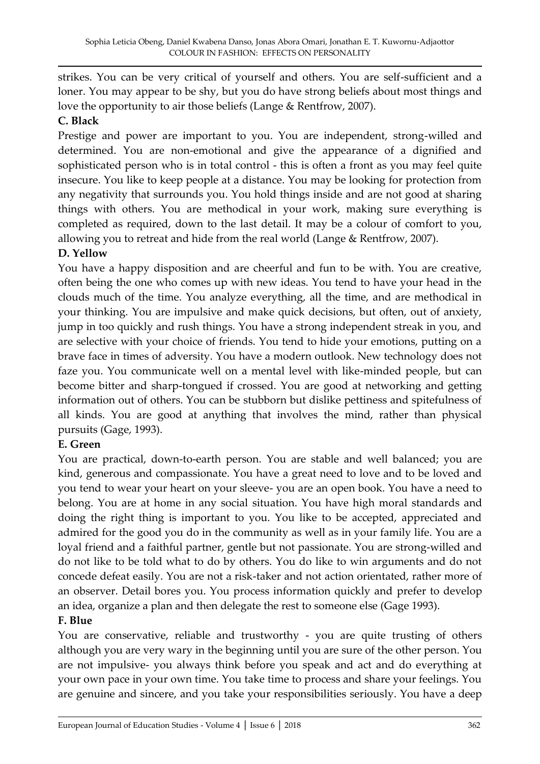strikes. You can be very critical of yourself and others. You are self-sufficient and a loner. You may appear to be shy, but you do have strong beliefs about most things and love the opportunity to air those beliefs (Lange & Rentfrow, 2007).

**C. Black**

Prestige and power are important to you. You are independent, strong-willed and determined. You are non-emotional and give the appearance of a dignified and sophisticated person who is in total control - this is often a front as you may feel quite insecure. You like to keep people at a distance. You may be looking for protection from any negativity that surrounds you. You hold things inside and are not good at sharing things with others. You are methodical in your work, making sure everything is completed as required, down to the last detail. It may be a colour of comfort to you, allowing you to retreat and hide from the real world (Lange & Rentfrow, 2007).

**D. Yellow**

You have a happy disposition and are cheerful and fun to be with. You are creative, often being the one who comes up with new ideas. You tend to have your head in the clouds much of the time. You analyze everything, all the time, and are methodical in your thinking. You are impulsive and make quick decisions, but often, out of anxiety, jump in too quickly and rush things. You have a strong independent streak in you, and are selective with your choice of friends. You tend to hide your emotions, putting on a brave face in times of adversity. You have a modern outlook. New technology does not faze you. You communicate well on a mental level with like-minded people, but can become bitter and sharp-tongued if crossed. You are good at networking and getting information out of others. You can be stubborn but dislike pettiness and spitefulness of all kinds. You are good at anything that involves the mind, rather than physical pursuits (Gage, 1993).

**E. Green**

You are practical, down-to-earth person. You are stable and well balanced; you are kind, generous and compassionate. You have a great need to love and to be loved and you tend to wear your heart on your sleeve- you are an open book. You have a need to belong. You are at home in any social situation. You have high moral standards and doing the right thing is important to you. You like to be accepted, appreciated and admired for the good you do in the community as well as in your family life. You are a loyal friend and a faithful partner, gentle but not passionate. You are strong-willed and do not like to be told what to do by others. You do like to win arguments and do not concede defeat easily. You are not a risk-taker and not action orientated, rather more of an observer. Detail bores you. You process information quickly and prefer to develop an idea, organize a plan and then delegate the rest to someone else (Gage 1993).

**F. Blue**

You are conservative, reliable and trustworthy - you are quite trusting of others although you are very wary in the beginning until you are sure of the other person. You are not impulsive- you always think before you speak and act and do everything at your own pace in your own time. You take time to process and share your feelings. You are genuine and sincere, and you take your responsibilities seriously. You have a deep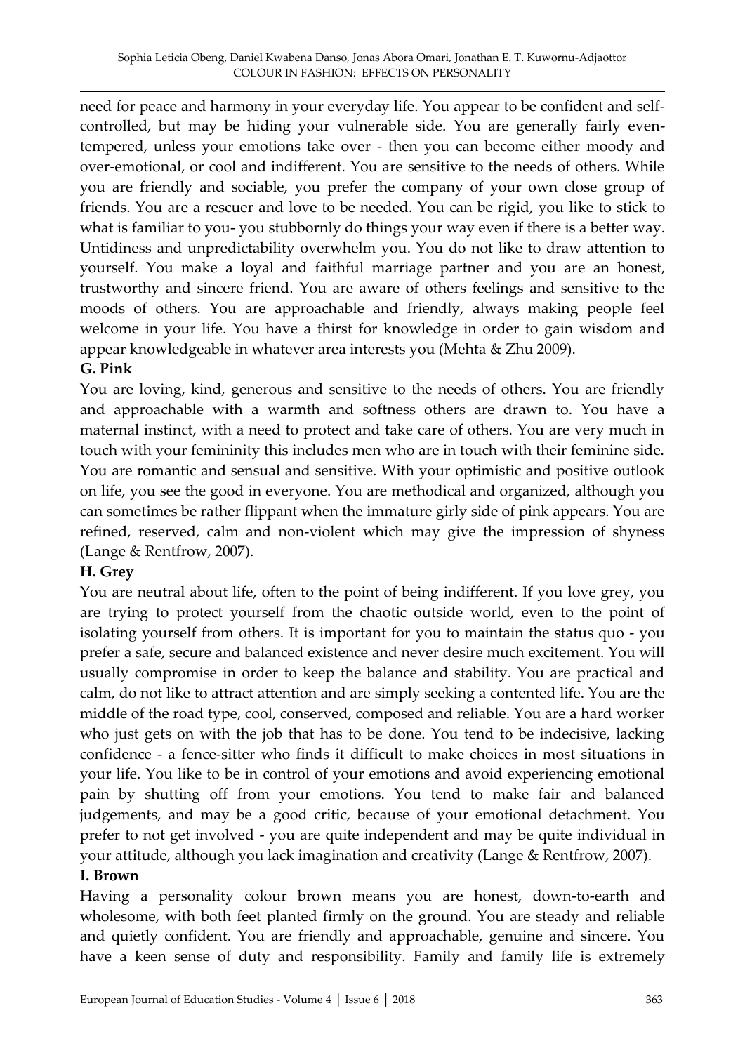need for peace and harmony in your everyday life. You appear to be confident and self-controlled, but may be hiding your vulnerable side. You are generally fairly even-tempered, unless your emotions take over - then you can become either moody and over-emotional, or cool and indifferent. You are sensitive to the needs of others. While you are friendly and sociable, you prefer the company of your own close group of friends. You are a rescuer and love to be needed. You can be rigid, you like to stick to what is familiar to you- you stubbornly do things your way even if there is a better way. Untidiness and unpredictability overwhelm you. You do not like to draw attention to yourself. You make a loyal and faithful marriage partner and you are an honest, trustworthy and sincere friend. You are aware of others feelings and sensitive to the moods of others. You are approachable and friendly, always making people feel welcome in your life. You have a thirst for knowledge in order to gain wisdom and appear knowledgeable in whatever area interests you (Mehta & Zhu 2009).

**G. Pink**

You are loving, kind, generous and sensitive to the needs of others. You are friendly and approachable with a warmth and softness others are drawn to. You have a maternal instinct, with a need to protect and take care of others. You are very much in touch with your femininity this includes men who are in touch with their feminine side. You are romantic and sensual and sensitive. With your optimistic and positive outlook on life, you see the good in everyone. You are methodical and organized, although you can sometimes be rather flippant when the immature girly side of pink appears. You are refined, reserved, calm and non-violent which may give the impression of shyness (Lange & Rentfrow, 2007).

**H. Grey**

You are neutral about life, often to the point of being indifferent. If you love grey, you are trying to protect yourself from the chaotic outside world, even to the point of isolating yourself from others. It is important for you to maintain the status quo - you prefer a safe, secure and balanced existence and never desire much excitement. You will usually compromise in order to keep the balance and stability. You are practical and calm, do not like to attract attention and are simply seeking a contented life. You are the middle of the road type, cool, conserved, composed and reliable. You are a hard worker who just gets on with the job that has to be done. You tend to be indecisive, lacking confidence - a fence-sitter who finds it difficult to make choices in most situations in your life. You like to be in control of your emotions and avoid experiencing emotional pain by shutting off from your emotions. You tend to make fair and balanced judgements, and may be a good critic, because of your emotional detachment. You prefer to not get involved - you are quite independent and may be quite individual in your attitude, although you lack imagination and creativity (Lange & Rentfrow, 2007).

**I. Brown**

Having a personality colour brown means you are honest, down-to-earth and wholesome, with both feet planted firmly on the ground. You are steady and reliable and quietly confident. You are friendly and approachable, genuine and sincere. You have a keen sense of duty and responsibility. Family and family life is extremely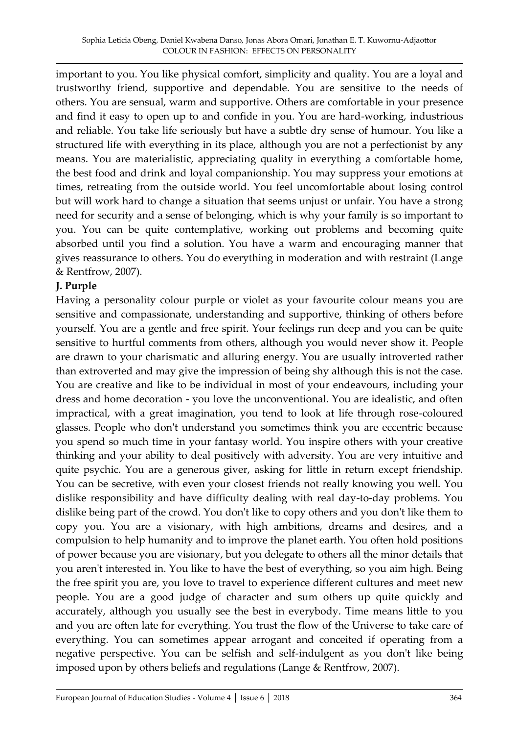important to you. You like physical comfort, simplicity and quality. You are a loyal and trustworthy friend, supportive and dependable. You are sensitive to the needs of others. You are sensual, warm and supportive. Others are comfortable in your presence and find it easy to open up to and confide in you. You are hard-working, industrious and reliable. You take life seriously but have a subtle dry sense of humour. You like a structured life with everything in its place, although you are not a perfectionist by any means. You are materialistic, appreciating quality in everything a comfortable home, the best food and drink and loyal companionship. You may suppress your emotions at times, retreating from the outside world. You feel uncomfortable about losing control but will work hard to change a situation that seems unjust or unfair. You have a strong need for security and a sense of belonging, which is why your family is so important to you. You can be quite contemplative, working out problems and becoming quite absorbed until you find a solution. You have a warm and encouraging manner that gives reassurance to others. You do everything in moderation and with restraint (Lange & Rentfrow, 2007).

**J. Purple**

Having a personality colour purple or violet as your favourite colour means you are sensitive and compassionate, understanding and supportive, thinking of others before yourself. You are a gentle and free spirit. Your feelings run deep and you can be quite sensitive to hurtful comments from others, although you would never show it. People are drawn to your charismatic and alluring energy. You are usually introverted rather than extroverted and may give the impression of being shy although this is not the case. You are creative and like to be individual in most of your endeavours, including your dress and home decoration - you love the unconventional. You are idealistic, and often impractical, with a great imagination, you tend to look at life through rose-coloured glasses. People who don't understand you sometimes think you are eccentric because you spend so much time in your fantasy world. You inspire others with your creative thinking and your ability to deal positively with adversity. You are very intuitive and quite psychic. You are a generous giver, asking for little in return except friendship. You can be secretive, with even your closest friends not really knowing you well. You dislike responsibility and have difficulty dealing with real day-to-day problems. You dislike being part of the crowd. You don't like to copy others and you don't like them to copy you. You are a visionary, with high ambitions, dreams and desires, and a compulsion to help humanity and to improve the planet earth. You often hold positions of power because you are visionary, but you delegate to others all the minor details that you aren't interested in. You like to have the best of everything, so you aim high. Being the free spirit you are, you love to travel to experience different cultures and meet new people. You are a good judge of character and sum others up quite quickly and accurately, although you usually see the best in everybody. Time means little to you and you are often late for everything. You trust the flow of the Universe to take care of everything. You can sometimes appear arrogant and conceited if operating from a negative perspective. You can be selfish and self-indulgent as you don't like being imposed upon by others beliefs and regulations (Lange & Rentfrow, 2007).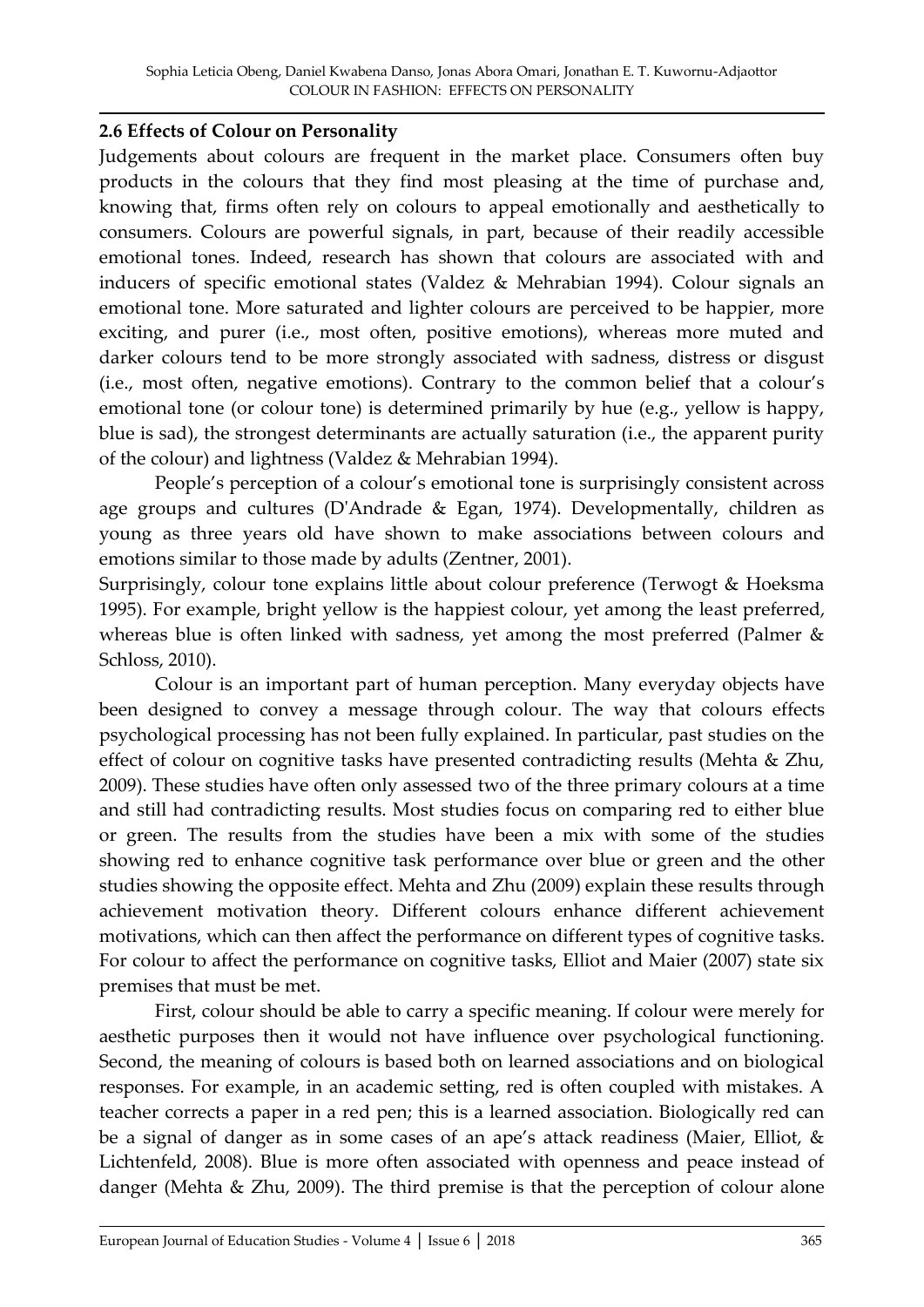### 2.6 Effects of Colour on Personality

Judgements about colours are frequent in the market place. Consumers often buy products in the colours that they find most pleasing at the time of purchase and, knowing that, firms often rely on colours to appeal emotionally and aesthetically to consumers. Colours are powerful signals, in part, because of their readily accessible emotional tones. Indeed, research has shown that colours are associated with and inducers of specific emotional states (Valdez & Mehrabian 1994). Colour signals an emotional tone. More saturated and lighter colours are perceived to be happier, more exciting, and purer (i.e., most often, positive emotions), whereas more muted and darker colours tend to be more strongly associated with sadness, distress or disgust (i.e., most often, negative emotions). Contrary to the common belief that a colour's emotional tone (or colour tone) is determined primarily by hue (e.g., yellow is happy, blue is sad), the strongest determinants are actually saturation (i.e., the apparent purity of the colour) and lightness (Valdez & Mehrabian 1994).

People's perception of a colour's emotional tone is surprisingly consistent across age groups and cultures (D'Andrade & Egan, 1974). Developmentally, children as young as three years old have shown to make associations between colours and emotions similar to those made by adults (Zentner, 2001).

Surprisingly, colour tone explains little about colour preference (Terwogt & Hoeksma 1995). For example, bright yellow is the happiest colour, yet among the least preferred, whereas blue is often linked with sadness, yet among the most preferred (Palmer & Schloss, 2010).

Colour is an important part of human perception. Many everyday objects have been designed to convey a message through colour. The way that colours effects psychological processing has not been fully explained. In particular, past studies on the effect of colour on cognitive tasks have presented contradicting results (Mehta & Zhu, 2009). These studies have often only assessed two of the three primary colours at a time and still had contradicting results. Most studies focus on comparing red to either blue or green. The results from the studies have been a mix with some of the studies showing red to enhance cognitive task performance over blue or green and the other studies showing the opposite effect. Mehta and Zhu (2009) explain these results through achievement motivation theory. Different colours enhance different achievement motivations, which can then affect the performance on different types of cognitive tasks. For colour to affect the performance on cognitive tasks, Elliot and Maier (2007) state six premises that must be met.

First, colour should be able to carry a specific meaning. If colour were merely for aesthetic purposes then it would not have influence over psychological functioning. Second, the meaning of colours is based both on learned associations and on biological responses. For example, in an academic setting, red is often coupled with mistakes. A teacher corrects a paper in a red pen; this is a learned association. Biologically red can be a signal of danger as in some cases of an ape's attack readiness (Maier, Elliot, & Lichtenfeld, 2008). Blue is more often associated with openness and peace instead of danger (Mehta & Zhu, 2009). The third premise is that the perception of colour alone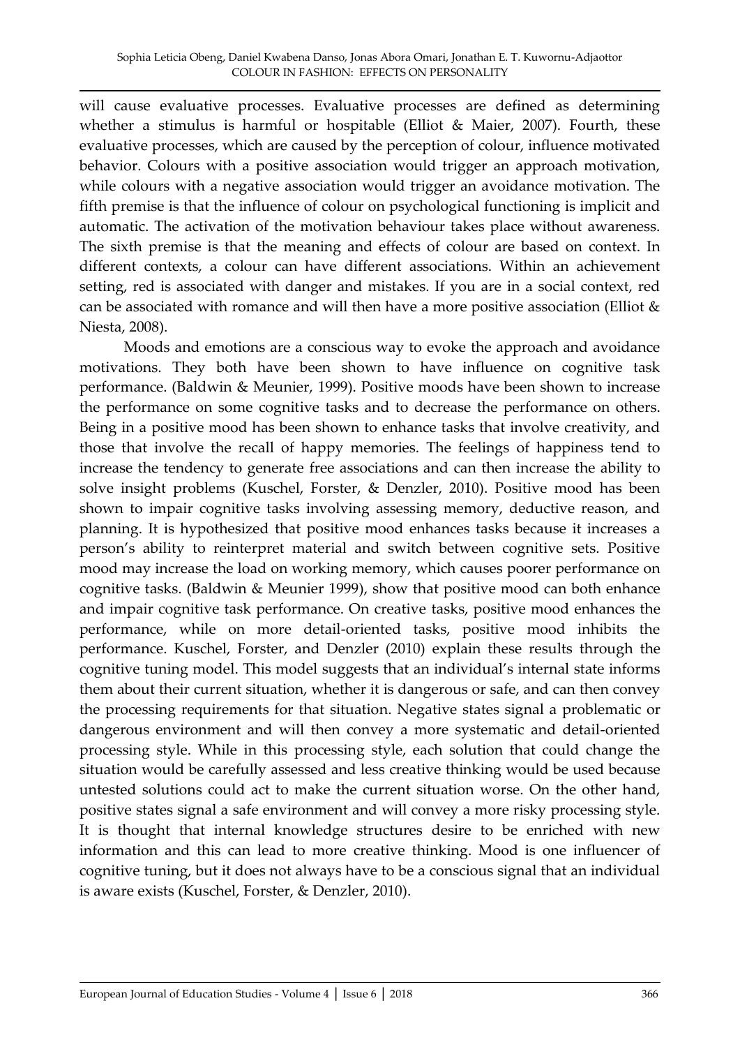will cause evaluative processes. Evaluative processes are defined as determining whether a stimulus is harmful or hospitable (Elliot & Maier, 2007). Fourth, these evaluative processes, which are caused by the perception of colour, influence motivated behavior. Colours with a positive association would trigger an approach motivation, while colours with a negative association would trigger an avoidance motivation. The fifth premise is that the influence of colour on psychological functioning is implicit and automatic. The activation of the motivation behaviour takes place without awareness. The sixth premise is that the meaning and effects of colour are based on context. In different contexts, a colour can have different associations. Within an achievement setting, red is associated with danger and mistakes. If you are in a social context, red can be associated with romance and will then have a more positive association (Elliot & Niesta, 2008).

Moods and emotions are a conscious way to evoke the approach and avoidance motivations. They both have been shown to have influence on cognitive task performance. (Baldwin & Meunier, 1999). Positive moods have been shown to increase the performance on some cognitive tasks and to decrease the performance on others. Being in a positive mood has been shown to enhance tasks that involve creativity, and those that involve the recall of happy memories. The feelings of happiness tend to increase the tendency to generate free associations and can then increase the ability to solve insight problems (Kuschel, Forster, & Denzler, 2010). Positive mood has been shown to impair cognitive tasks involving assessing memory, deductive reason, and planning. It is hypothesized that positive mood enhances tasks because it increases a person's ability to reinterpret material and switch between cognitive sets. Positive mood may increase the load on working memory, which causes poorer performance on cognitive tasks. (Baldwin & Meunier 1999), show that positive mood can both enhance and impair cognitive task performance. On creative tasks, positive mood enhances the performance, while on more detail-oriented tasks, positive mood inhibits the performance. Kuschel, Forster, and Denzler (2010) explain these results through the cognitive tuning model. This model suggests that an individual's internal state informs them about their current situation, whether it is dangerous or safe, and can then convey the processing requirements for that situation. Negative states signal a problematic or dangerous environment and will then convey a more systematic and detail-oriented processing style. While in this processing style, each solution that could change the situation would be carefully assessed and less creative thinking would be used because untested solutions could act to make the current situation worse. On the other hand, positive states signal a safe environment and will convey a more risky processing style. It is thought that internal knowledge structures desire to be enriched with new information and this can lead to more creative thinking. Mood is one influencer of cognitive tuning, but it does not always have to be a conscious signal that an individual is aware exists (Kuschel, Forster, & Denzler, 2010).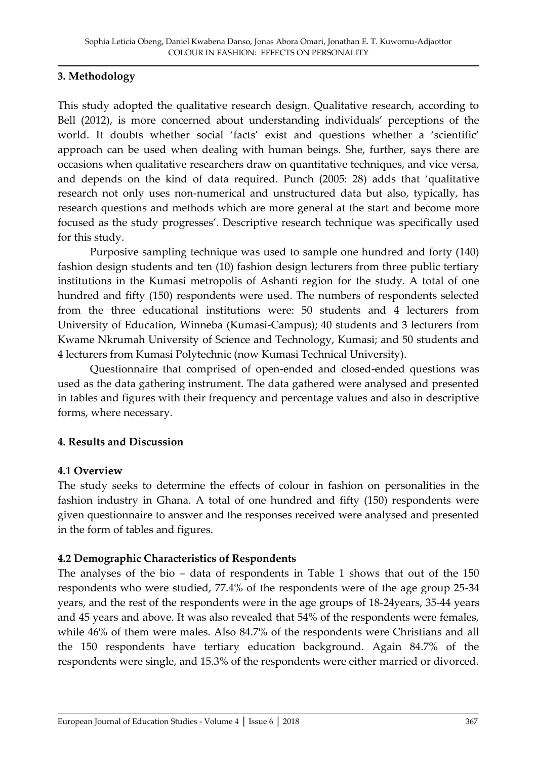## 3. Methodology

This study adopted the qualitative research design. Qualitative research, according to Bell (2012), is more concerned about understanding individuals' perceptions of the world. It doubts whether social 'facts' exist and questions whether a 'scientific' approach can be used when dealing with human beings. She, further, says there are occasions when qualitative researchers draw on quantitative techniques, and vice versa, and depends on the kind of data required. Punch (2005: 28) adds that 'qualitative research not only uses non-numerical and unstructured data but also, typically, has research questions and methods which are more general at the start and become more focused as the study progresses'. Descriptive research technique was specifically used for this study.

Purposive sampling technique was used to sample one hundred and forty (140) fashion design students and ten (10) fashion design lecturers from three public tertiary institutions in the Kumasi metropolis of Ashanti region for the study. A total of one hundred and fifty (150) respondents were used. The numbers of respondents selected from the three educational institutions were: 50 students and 4 lecturers from University of Education, Winneba (Kumasi-Campus); 40 students and 3 lecturers from Kwame Nkrumah University of Science and Technology, Kumasi; and 50 students and 4 lecturers from Kumasi Polytechnic (now Kumasi Technical University).

Questionnaire that comprised of open-ended and closed-ended questions was used as the data gathering instrument. The data gathered were analysed and presented in tables and figures with their frequency and percentage values and also in descriptive forms, where necessary.

## 4. Results and Discussion

### 4.1 Overview

The study seeks to determine the effects of colour in fashion on personalities in the fashion industry in Ghana. A total of one hundred and fifty (150) respondents were given questionnaire to answer and the responses received were analysed and presented in the form of tables and figures.

### 4.2 Demographic Characteristics of Respondents

The analyses of the bio – data of respondents in Table 1 shows that out of the 150 respondents who were studied, 77.4% of the respondents were of the age group 25-34 years, and the rest of the respondents were in the age groups of 18-24years, 35-44 years and 45 years and above. It was also revealed that 54% of the respondents were females, while 46% of them were males. Also 84.7% of the respondents were Christians and all the 150 respondents have tertiary education background. Again 84.7% of the respondents were single, and 15.3% of the respondents were either married or divorced.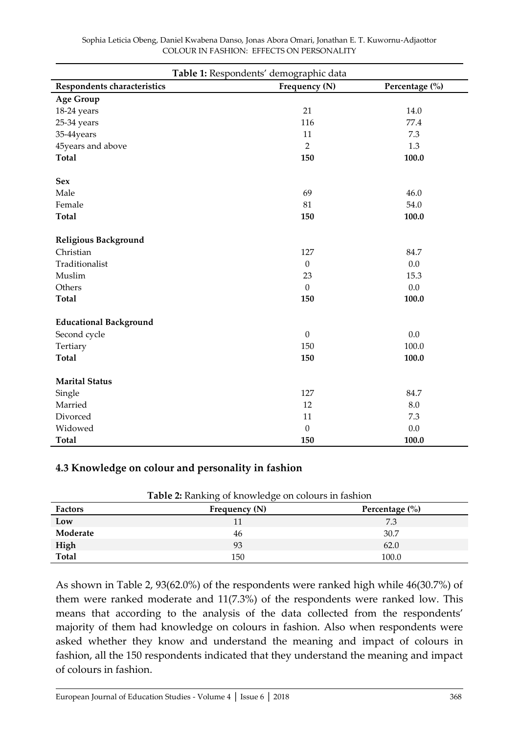**Table 1:** Respondents' demographic data

| Respondents characteristics | Frequency (N) | Percentage (%) |
|---|---|---|
| **Age Group** | | |
| 18-24 years | 21 | 14.0 |
| 25-34 years | 116 | 77.4 |
| 35-44years | 11 | 7.3 |
| 45years and above | 2 | 1.3 |
| **Total** | **150** | **100.0** |
| **Sex** | | |
| Male | 69 | 46.0 |
| Female | 81 | 54.0 |
| **Total** | **150** | **100.0** |
| **Religious Background** | | |
| Christian | 127 | 84.7 |
| Traditionalist | 0 | 0.0 |
| Muslim | 23 | 15.3 |
| Others | 0 | 0.0 |
| **Total** | **150** | **100.0** |
| **Educational Background** | | |
| Second cycle | 0 | 0.0 |
| Tertiary | 150 | 100.0 |
| **Total** | **150** | **100.0** |
| **Marital Status** | | |
| Single | 127 | 84.7 |
| Married | 12 | 8.0 |
| Divorced | 11 | 7.3 |
| Widowed | 0 | 0.0 |
| **Total** | **150** | **100.0** |

## 4.3 Knowledge on colour and personality in fashion

**Table 2:** Ranking of knowledge on colours in fashion

| Factors | Frequency (N) | Percentage (%) |
|---|---|---|
| **Low** | 11 | 7.3 |
| **Moderate** | 46 | 30.7 |
| **High** | 93 | 62.0 |
| **Total** | 150 | 100.0 |

As shown in Table 2, 93(62.0%) of the respondents were ranked high while 46(30.7%) of them were ranked moderate and 11(7.3%) of the respondents were ranked low. This means that according to the analysis of the data collected from the respondents' majority of them had knowledge on colours in fashion. Also when respondents were asked whether they know and understand the meaning and impact of colours in fashion, all the 150 respondents indicated that they understand the meaning and impact of colours in fashion.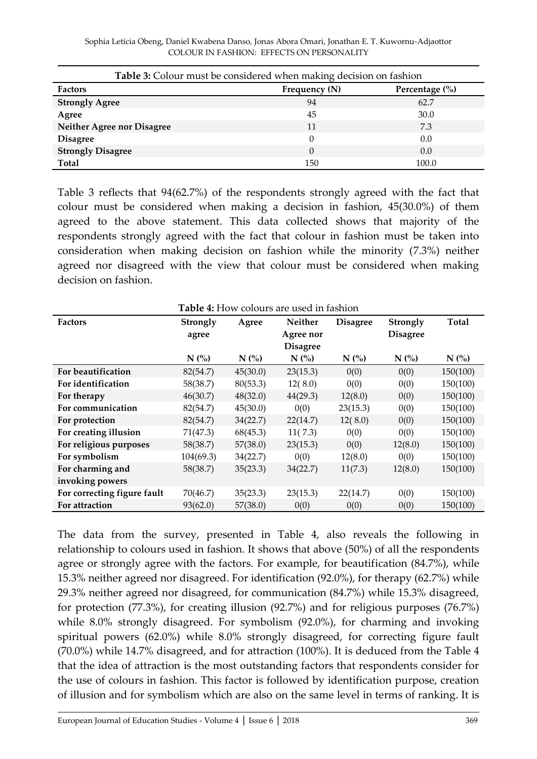**Table 3:** Colour must be considered when making decision on fashion

| Factors | Frequency (N) | Percentage (%) |
|---|---|---|
| **Strongly Agree** | 94 | 62.7 |
| **Agree** | 45 | 30.0 |
| **Neither Agree nor Disagree** | 11 | 7.3 |
| **Disagree** | 0 | 0.0 |
| **Strongly Disagree** | 0 | 0.0 |
| **Total** | 150 | 100.0 |

Table 3 reflects that 94(62.7%) of the respondents strongly agreed with the fact that colour must be considered when making a decision in fashion, 45(30.0%) of them agreed to the above statement. This data collected shows that majority of the respondents strongly agreed with the fact that colour in fashion must be taken into consideration when making decision on fashion while the minority (7.3%) neither agreed nor disagreed with the view that colour must be considered when making decision on fashion.

**Table 4:** How colours are used in fashion

| Factors | Strongly agree | Agree | Neither Agree nor Disagree | Disagree | Strongly Disagree | Total |
|---|---|---|---|---|---|---|
| | N (%) | N (%) | N (%) | N (%) | N (%) | N (%) |
| **For beautification** | 82(54.7) | 45(30.0) | 23(15.3) | 0(0) | 0(0) | 150(100) |
| **For identification** | 58(38.7) | 80(53.3) | 12( 8.0) | 0(0) | 0(0) | 150(100) |
| **For therapy** | 46(30.7) | 48(32.0) | 44(29.3) | 12(8.0) | 0(0) | 150(100) |
| **For communication** | 82(54.7) | 45(30.0) | 0(0) | 23(15.3) | 0(0) | 150(100) |
| **For protection** | 82(54.7) | 34(22.7) | 22(14.7) | 12( 8.0) | 0(0) | 150(100) |
| **For creating illusion** | 71(47.3) | 68(45.3) | 11( 7.3) | 0(0) | 0(0) | 150(100) |
| **For religious purposes** | 58(38.7) | 57(38.0) | 23(15.3) | 0(0) | 12(8.0) | 150(100) |
| **For symbolism** | 104(69.3) | 34(22.7) | 0(0) | 12(8.0) | 0(0) | 150(100) |
| **For charming and invoking powers** | 58(38.7) | 35(23.3) | 34(22.7) | 11(7.3) | 12(8.0) | 150(100) |
| **For correcting figure fault** | 70(46.7) | 35(23.3) | 23(15.3) | 22(14.7) | 0(0) | 150(100) |
| **For attraction** | 93(62.0) | 57(38.0) | 0(0) | 0(0) | 0(0) | 150(100) |

The data from the survey, presented in Table 4, also reveals the following in relationship to colours used in fashion. It shows that above (50%) of all the respondents agree or strongly agree with the factors. For example, for beautification (84.7%), while 15.3% neither agreed nor disagreed. For identification (92.0%), for therapy (62.7%) while 29.3% neither agreed nor disagreed, for communication (84.7%) while 15.3% disagreed, for protection (77.3%), for creating illusion (92.7%) and for religious purposes (76.7%) while 8.0% strongly disagreed. For symbolism (92.0%), for charming and invoking spiritual powers (62.0%) while 8.0% strongly disagreed, for correcting figure fault (70.0%) while 14.7% disagreed, and for attraction (100%). It is deduced from the Table 4 that the idea of attraction is the most outstanding factors that respondents consider for the use of colours in fashion. This factor is followed by identification purpose, creation of illusion and for symbolism which are also on the same level in terms of ranking. It is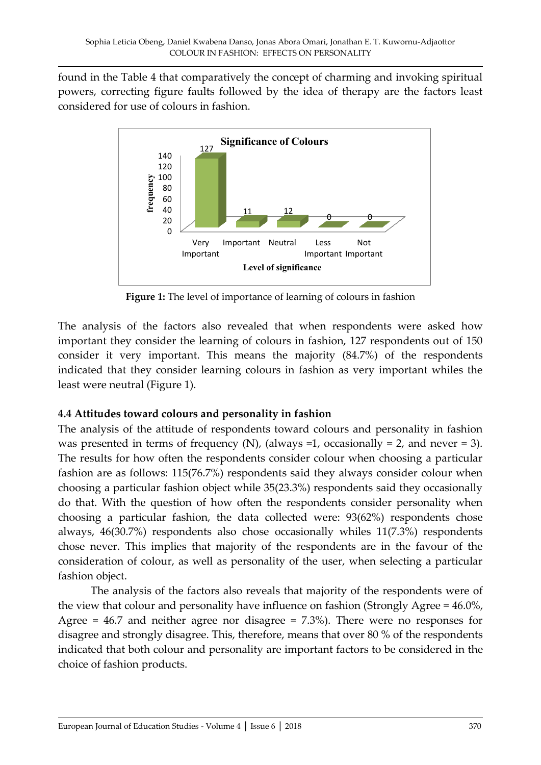found in the Table 4 that comparatively the concept of charming and invoking spiritual powers, correcting figure faults followed by the idea of therapy are the factors least considered for use of colours in fashion.

**Figure 1:** The level of importance of learning of colours in fashion

The analysis of the factors also revealed that when respondents were asked how important they consider the learning of colours in fashion, 127 respondents out of 150 consider it very important. This means the majority (84.7%) of the respondents indicated that they consider learning colours in fashion as very important whiles the least were neutral (Figure 1).

### 4.4 Attitudes toward colours and personality in fashion

The analysis of the attitude of respondents toward colours and personality in fashion was presented in terms of frequency (N), (always =1, occasionally = 2, and never = 3). The results for how often the respondents consider colour when choosing a particular fashion are as follows: 115(76.7%) respondents said they always consider colour when choosing a particular fashion object while 35(23.3%) respondents said they occasionally do that. With the question of how often the respondents consider personality when choosing a particular fashion, the data collected were: 93(62%) respondents chose always, 46(30.7%) respondents also chose occasionally whiles 11(7.3%) respondents chose never. This implies that majority of the respondents are in the favour of the consideration of colour, as well as personality of the user, when selecting a particular fashion object.

The analysis of the factors also reveals that majority of the respondents were of the view that colour and personality have influence on fashion (Strongly Agree = 46.0%, Agree = 46.7 and neither agree nor disagree = 7.3%). There were no responses for disagree and strongly disagree. This, therefore, means that over 80 % of the respondents indicated that both colour and personality are important factors to be considered in the choice of fashion products.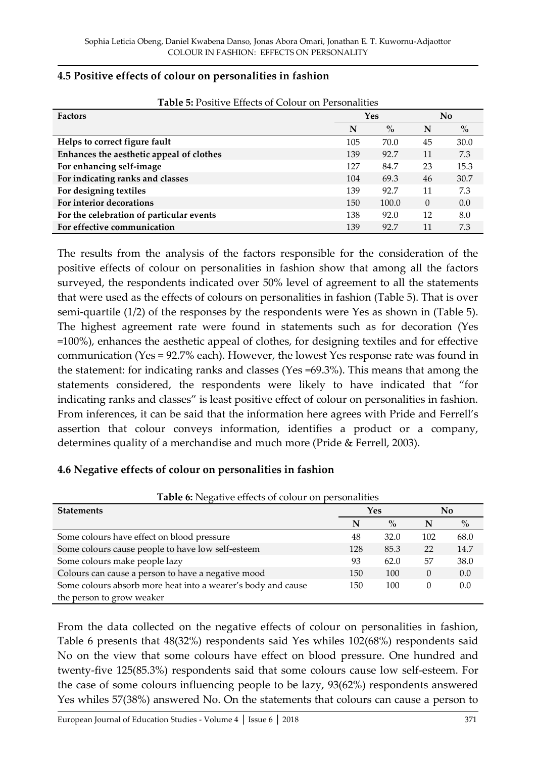## 4.5 Positive effects of colour on personalities in fashion

**Table 5:** Positive Effects of Colour on Personalities

| Factors | Yes | | No | |
|---|---|---|---|---|
| | N | % | N | % |
| **Helps to correct figure fault** | 105 | 70.0 | 45 | 30.0 |
| **Enhances the aesthetic appeal of clothes** | 139 | 92.7 | 11 | 7.3 |
| **For enhancing self-image** | 127 | 84.7 | 23 | 15.3 |
| **For indicating ranks and classes** | 104 | 69.3 | 46 | 30.7 |
| **For designing textiles** | 139 | 92.7 | 11 | 7.3 |
| **For interior decorations** | 150 | 100.0 | 0 | 0.0 |
| **For the celebration of particular events** | 138 | 92.0 | 12 | 8.0 |
| **For effective communication** | 139 | 92.7 | 11 | 7.3 |

The results from the analysis of the factors responsible for the consideration of the positive effects of colour on personalities in fashion show that among all the factors surveyed, the respondents indicated over 50% level of agreement to all the statements that were used as the effects of colours on personalities in fashion (Table 5). That is over semi-quartile (1/2) of the responses by the respondents were Yes as shown in (Table 5). The highest agreement rate were found in statements such as for decoration (Yes =100%), enhances the aesthetic appeal of clothes, for designing textiles and for effective communication (Yes = 92.7% each). However, the lowest Yes response rate was found in the statement: for indicating ranks and classes (Yes =69.3%). This means that among the statements considered, the respondents were likely to have indicated that "for indicating ranks and classes" is least positive effect of colour on personalities in fashion. From inferences, it can be said that the information here agrees with Pride and Ferrell's assertion that colour conveys information, identifies a product or a company, determines quality of a merchandise and much more (Pride & Ferrell, 2003).

## 4.6 Negative effects of colour on personalities in fashion

**Table 6:** Negative effects of colour on personalities

| Statements | Yes | | No | |
|---|---|---|---|---|
| | N | % | N | % |
| Some colours have effect on blood pressure | 48 | 32.0 | 102 | 68.0 |
| Some colours cause people to have low self-esteem | 128 | 85.3 | 22 | 14.7 |
| Some colours make people lazy | 93 | 62.0 | 57 | 38.0 |
| Colours can cause a person to have a negative mood | 150 | 100 | 0 | 0.0 |
| Some colours absorb more heat into a wearer's body and cause the person to grow weaker | 150 | 100 | 0 | 0.0 |

From the data collected on the negative effects of colour on personalities in fashion, Table 6 presents that 48(32%) respondents said Yes whiles 102(68%) respondents said No on the view that some colours have effect on blood pressure. One hundred and twenty-five 125(85.3%) respondents said that some colours cause low self-esteem. For the case of some colours influencing people to be lazy, 93(62%) respondents answered Yes whiles 57(38%) answered No. On the statements that colours can cause a person to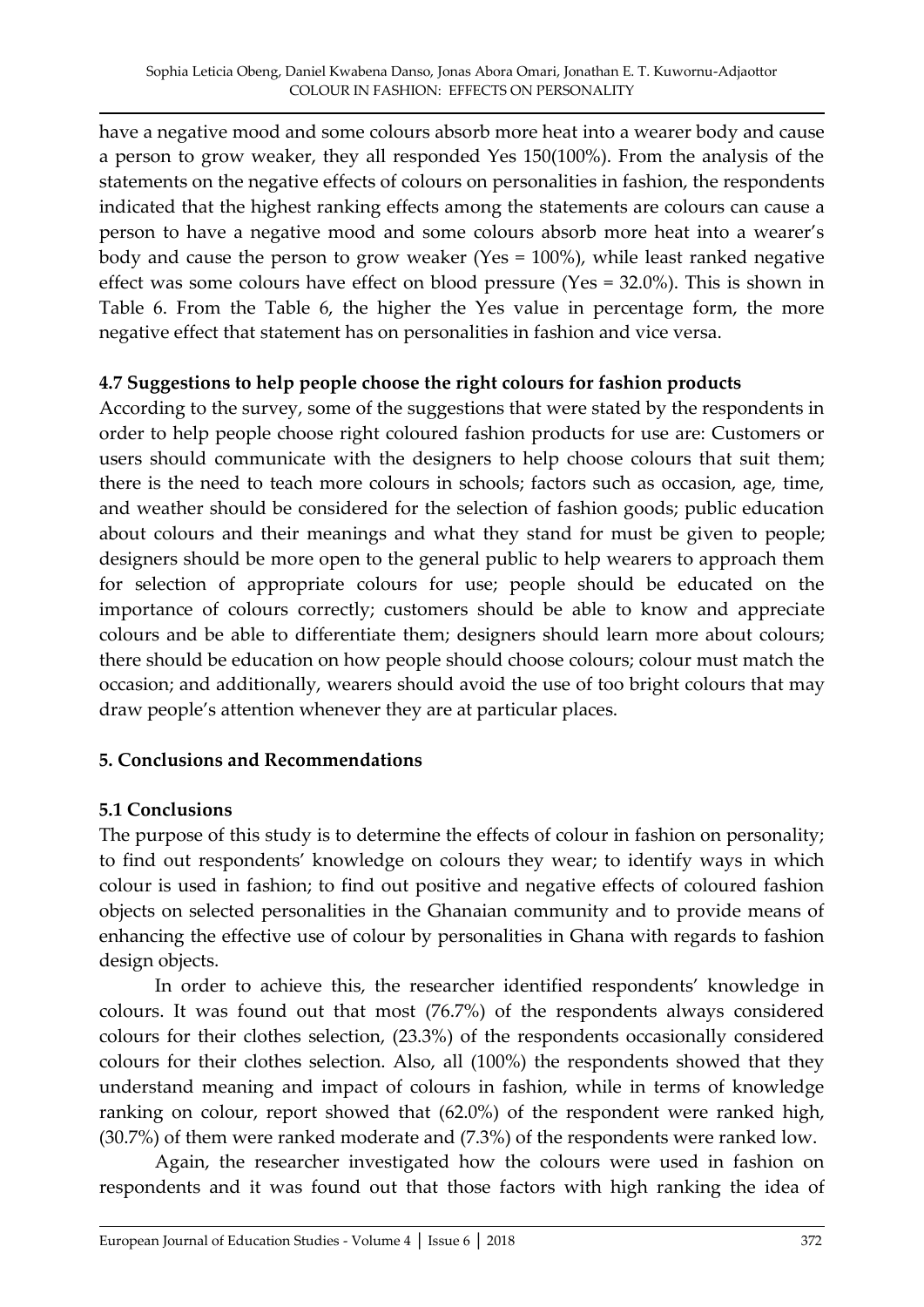have a negative mood and some colours absorb more heat into a wearer body and cause a person to grow weaker, they all responded Yes 150(100%). From the analysis of the statements on the negative effects of colours on personalities in fashion, the respondents indicated that the highest ranking effects among the statements are colours can cause a person to have a negative mood and some colours absorb more heat into a wearer's body and cause the person to grow weaker (Yes = 100%), while least ranked negative effect was some colours have effect on blood pressure (Yes = 32.0%). This is shown in Table 6. From the Table 6, the higher the Yes value in percentage form, the more negative effect that statement has on personalities in fashion and vice versa.

### 4.7 Suggestions to help people choose the right colours for fashion products

According to the survey, some of the suggestions that were stated by the respondents in order to help people choose right coloured fashion products for use are: Customers or users should communicate with the designers to help choose colours that suit them; there is the need to teach more colours in schools; factors such as occasion, age, time, and weather should be considered for the selection of fashion goods; public education about colours and their meanings and what they stand for must be given to people; designers should be more open to the general public to help wearers to approach them for selection of appropriate colours for use; people should be educated on the importance of colours correctly; customers should be able to know and appreciate colours and be able to differentiate them; designers should learn more about colours; there should be education on how people should choose colours; colour must match the occasion; and additionally, wearers should avoid the use of too bright colours that may draw people's attention whenever they are at particular places.

## 5. Conclusions and Recommendations

### 5.1 Conclusions

The purpose of this study is to determine the effects of colour in fashion on personality; to find out respondents' knowledge on colours they wear; to identify ways in which colour is used in fashion; to find out positive and negative effects of coloured fashion objects on selected personalities in the Ghanaian community and to provide means of enhancing the effective use of colour by personalities in Ghana with regards to fashion design objects.

In order to achieve this, the researcher identified respondents' knowledge in colours. It was found out that most (76.7%) of the respondents always considered colours for their clothes selection, (23.3%) of the respondents occasionally considered colours for their clothes selection. Also, all (100%) the respondents showed that they understand meaning and impact of colours in fashion, while in terms of knowledge ranking on colour, report showed that (62.0%) of the respondent were ranked high, (30.7%) of them were ranked moderate and (7.3%) of the respondents were ranked low.

Again, the researcher investigated how the colours were used in fashion on respondents and it was found out that those factors with high ranking the idea of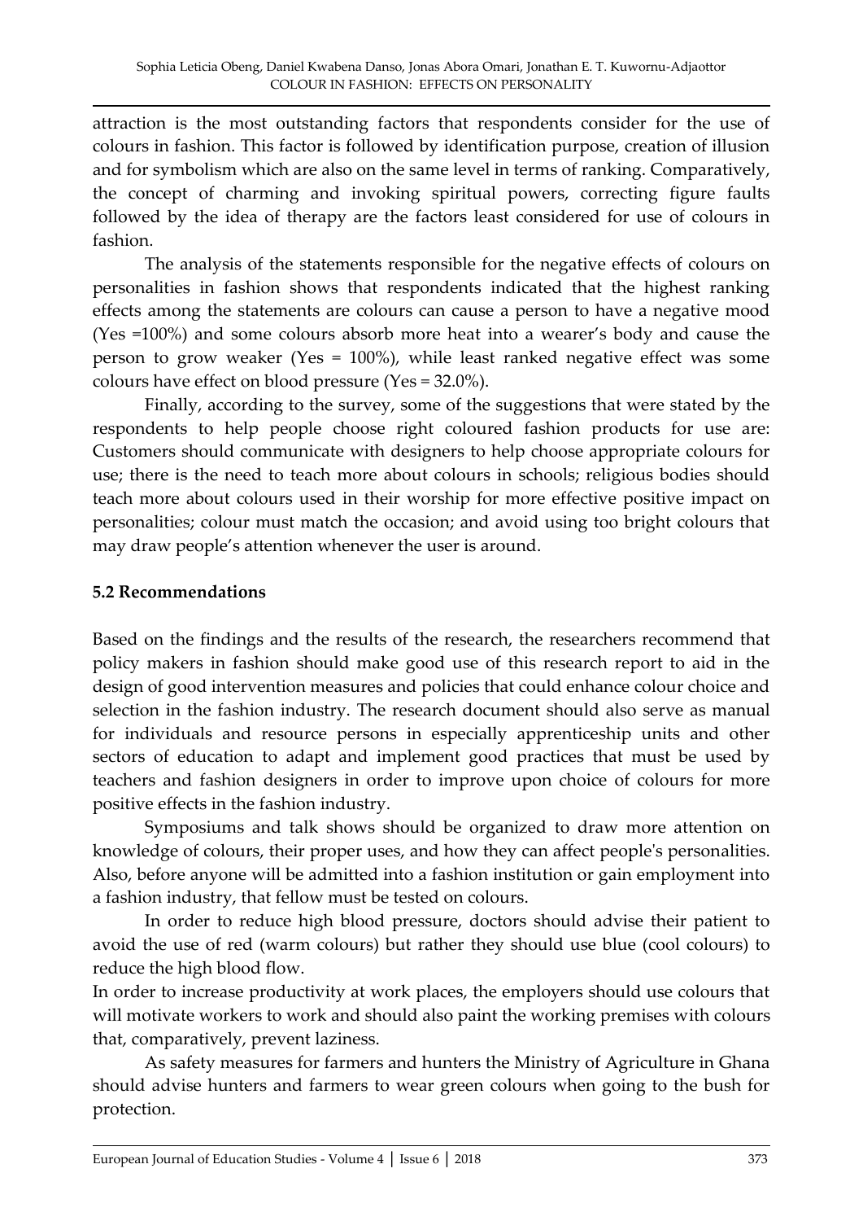attraction is the most outstanding factors that respondents consider for the use of colours in fashion. This factor is followed by identification purpose, creation of illusion and for symbolism which are also on the same level in terms of ranking. Comparatively, the concept of charming and invoking spiritual powers, correcting figure faults followed by the idea of therapy are the factors least considered for use of colours in fashion.

The analysis of the statements responsible for the negative effects of colours on personalities in fashion shows that respondents indicated that the highest ranking effects among the statements are colours can cause a person to have a negative mood (Yes =100%) and some colours absorb more heat into a wearer's body and cause the person to grow weaker (Yes = 100%), while least ranked negative effect was some colours have effect on blood pressure (Yes = 32.0%).

Finally, according to the survey, some of the suggestions that were stated by the respondents to help people choose right coloured fashion products for use are: Customers should communicate with designers to help choose appropriate colours for use; there is the need to teach more about colours in schools; religious bodies should teach more about colours used in their worship for more effective positive impact on personalities; colour must match the occasion; and avoid using too bright colours that may draw people's attention whenever the user is around.

### 5.2 Recommendations

Based on the findings and the results of the research, the researchers recommend that policy makers in fashion should make good use of this research report to aid in the design of good intervention measures and policies that could enhance colour choice and selection in the fashion industry. The research document should also serve as manual for individuals and resource persons in especially apprenticeship units and other sectors of education to adapt and implement good practices that must be used by teachers and fashion designers in order to improve upon choice of colours for more positive effects in the fashion industry.

Symposiums and talk shows should be organized to draw more attention on knowledge of colours, their proper uses, and how they can affect people's personalities. Also, before anyone will be admitted into a fashion institution or gain employment into a fashion industry, that fellow must be tested on colours.

In order to reduce high blood pressure, doctors should advise their patient to avoid the use of red (warm colours) but rather they should use blue (cool colours) to reduce the high blood flow.

In order to increase productivity at work places, the employers should use colours that will motivate workers to work and should also paint the working premises with colours that, comparatively, prevent laziness.

As safety measures for farmers and hunters the Ministry of Agriculture in Ghana should advise hunters and farmers to wear green colours when going to the bush for protection.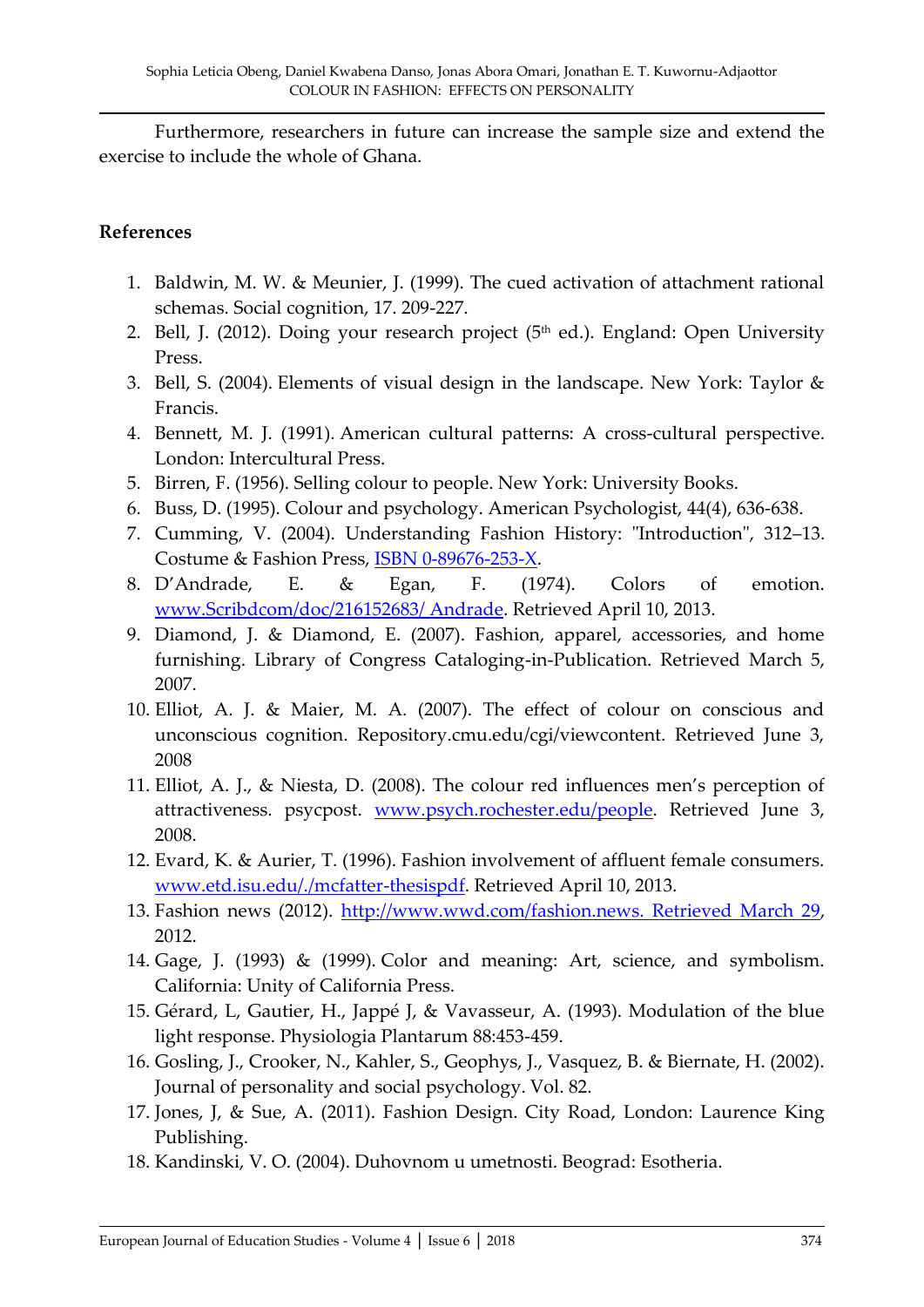Furthermore, researchers in future can increase the sample size and extend the exercise to include the whole of Ghana.

**References**

1. Baldwin, M. W. & Meunier, J. (1999). The cued activation of attachment rational schemas. Social cognition, 17. 209-227.
2. Bell, J. (2012). Doing your research project (5th ed.). England: Open University Press.
3. Bell, S. (2004). Elements of visual design in the landscape. New York: Taylor & Francis.
4. Bennett, M. J. (1991). American cultural patterns: A cross-cultural perspective. London: Intercultural Press.
5. Birren, F. (1956). Selling colour to people. New York: University Books.
6. Buss, D. (1995). Colour and psychology. American Psychologist, 44(4), 636-638.
7. Cumming, V. (2004). Understanding Fashion History: "Introduction", 312–13. Costume & Fashion Press, ISBN 0-89676-253-X.
8. D'Andrade, E. & Egan, F. (1974). Colors of emotion. www.Scribdcom/doc/216152683/ Andrade. Retrieved April 10, 2013.
9. Diamond, J. & Diamond, E. (2007). Fashion, apparel, accessories, and home furnishing. Library of Congress Cataloging-in-Publication. Retrieved March 5, 2007.
10. Elliot, A. J. & Maier, M. A. (2007). The effect of colour on conscious and unconscious cognition. Repository.cmu.edu/cgi/viewcontent. Retrieved June 3, 2008
11. Elliot, A. J., & Niesta, D. (2008). The colour red influences men's perception of attractiveness. psycpost. www.psych.rochester.edu/people. Retrieved June 3, 2008.
12. Evard, K. & Aurier, T. (1996). Fashion involvement of affluent female consumers. www.etd.isu.edu/./mcfatter-thesispdf. Retrieved April 10, 2013.
13. Fashion news (2012). http://www.wwd.com/fashion.news. Retrieved March 29, 2012.
14. Gage, J. (1993) & (1999). Color and meaning: Art, science, and symbolism. California: Unity of California Press.
15. Gérard, L, Gautier, H., Jappé J, & Vavasseur, A. (1993). Modulation of the blue light response. Physiologia Plantarum 88:453-459.
16. Gosling, J., Crooker, N., Kahler, S., Geophys, J., Vasquez, B. & Biernate, H. (2002). Journal of personality and social psychology. Vol. 82.
17. Jones, J, & Sue, A. (2011). Fashion Design. City Road, London: Laurence King Publishing.
18. Kandinski, V. O. (2004). Duhovnom u umetnosti. Beograd: Esotheria.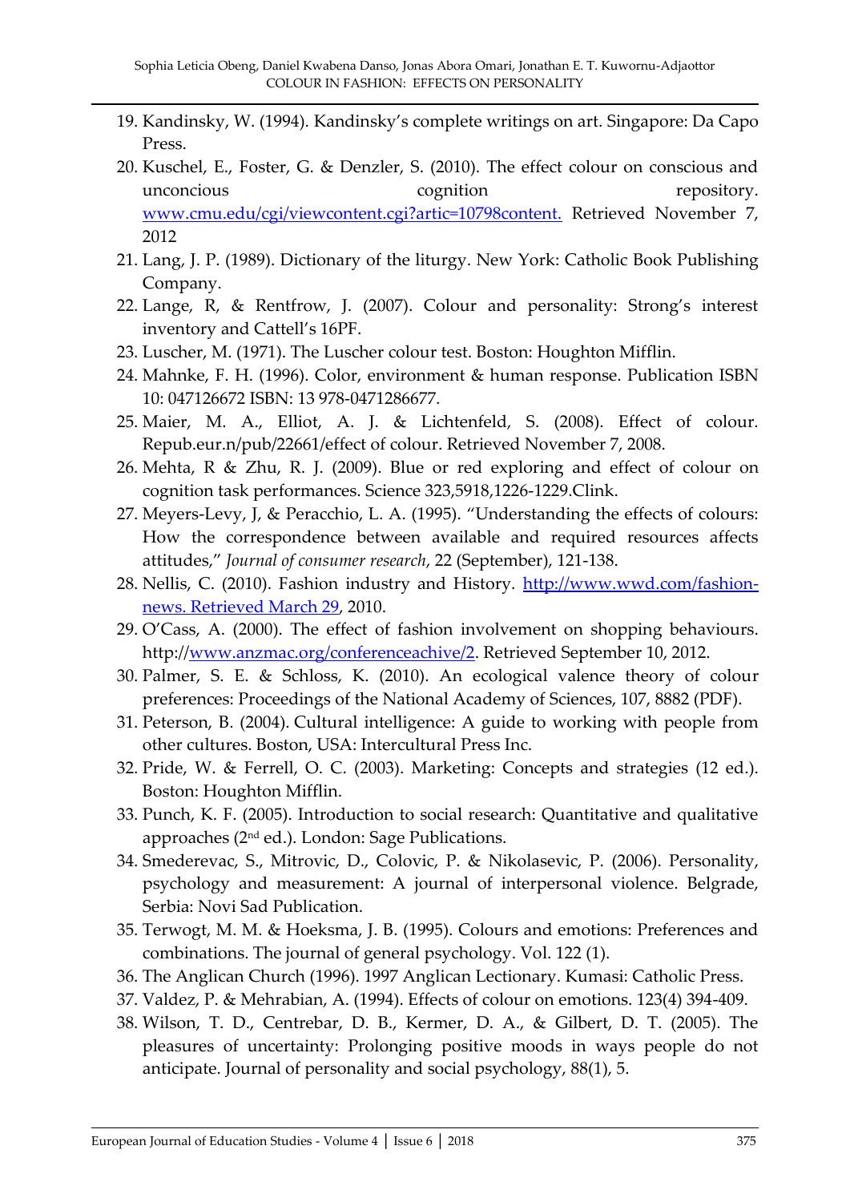19. Kandinsky, W. (1994). Kandinsky's complete writings on art. Singapore: Da Capo Press.
20. Kuschel, E., Foster, G. & Denzler, S. (2010). The effect colour on conscious and unconcious cognition repository. [www.cmu.edu/cgi/viewcontent.cgi?artic=10798content.](www.cmu.edu/cgi/viewcontent.cgi?artic=10798content.) Retrieved November 7, 2012
21. Lang, J. P. (1989). Dictionary of the liturgy. New York: Catholic Book Publishing Company.
22. Lange, R, & Rentfrow, J. (2007). Colour and personality: Strong's interest inventory and Cattell's 16PF.
23. Luscher, M. (1971). The Luscher colour test. Boston: Houghton Mifflin.
24. Mahnke, F. H. (1996). Color, environment & human response. Publication ISBN 10: 047126672 ISBN: 13 978-0471286677.
25. Maier, M. A., Elliot, A. J. & Lichtenfeld, S. (2008). Effect of colour. Repub.eur.n/pub/22661/effect of colour. Retrieved November 7, 2008.
26. Mehta, R & Zhu, R. J. (2009). Blue or red exploring and effect of colour on cognition task performances. Science 323,5918,1226-1229.Clink.
27. Meyers-Levy, J, & Peracchio, L. A. (1995). "Understanding the effects of colours: How the correspondence between available and required resources affects attitudes," *Journal of consumer research*, 22 (September), 121-138.
28. Nellis, C. (2010). Fashion industry and History. [http://www.wwd.com/fashion-news. Retrieved March 29](http://www.wwd.com/fashion-news), 2010.
29. O'Cass, A. (2000). The effect of fashion involvement on shopping behaviours. http://[www.anzmac.org/conferenceachive/2](www.anzmac.org/conferenceachive/2). Retrieved September 10, 2012.
30. Palmer, S. E. & Schloss, K. (2010). An ecological valence theory of colour preferences: Proceedings of the National Academy of Sciences, 107, 8882 (PDF).
31. Peterson, B. (2004). Cultural intelligence: A guide to working with people from other cultures. Boston, USA: Intercultural Press Inc.
32. Pride, W. & Ferrell, O. C. (2003). Marketing: Concepts and strategies (12 ed.). Boston: Houghton Mifflin.
33. Punch, K. F. (2005). Introduction to social research: Quantitative and qualitative approaches (2nd ed.). London: Sage Publications.
34. Smederevac, S., Mitrovic, D., Colovic, P. & Nikolasevic, P. (2006). Personality, psychology and measurement: A journal of interpersonal violence. Belgrade, Serbia: Novi Sad Publication.
35. Terwogt, M. M. & Hoeksma, J. B. (1995). Colours and emotions: Preferences and combinations. The journal of general psychology. Vol. 122 (1).
36. The Anglican Church (1996). 1997 Anglican Lectionary. Kumasi: Catholic Press.
37. Valdez, P. & Mehrabian, A. (1994). Effects of colour on emotions. 123(4) 394-409.
38. Wilson, T. D., Centrebar, D. B., Kermer, D. A., & Gilbert, D. T. (2005). The pleasures of uncertainty: Prolonging positive moods in ways people do not anticipate. Journal of personality and social psychology, 88(1), 5.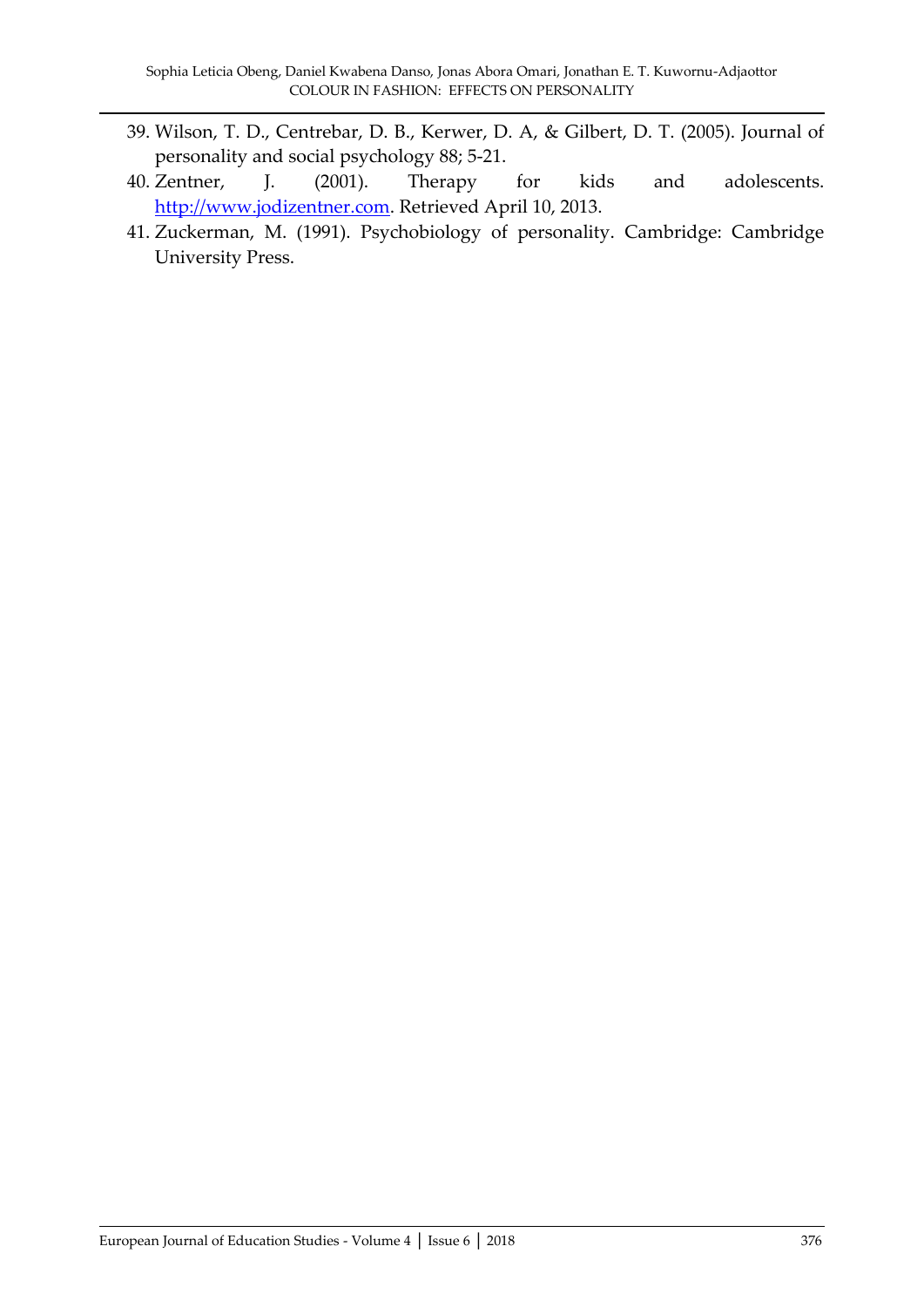39. Wilson, T. D., Centrebar, D. B., Kerwer, D. A, & Gilbert, D. T. (2005). Journal of personality and social psychology 88; 5-21.
40. Zentner, J. (2001). Therapy for kids and adolescents. [http://www.jodizentner.com](http://www.jodizentner.com). Retrieved April 10, 2013.
41. Zuckerman, M. (1991). Psychobiology of personality. Cambridge: Cambridge University Press.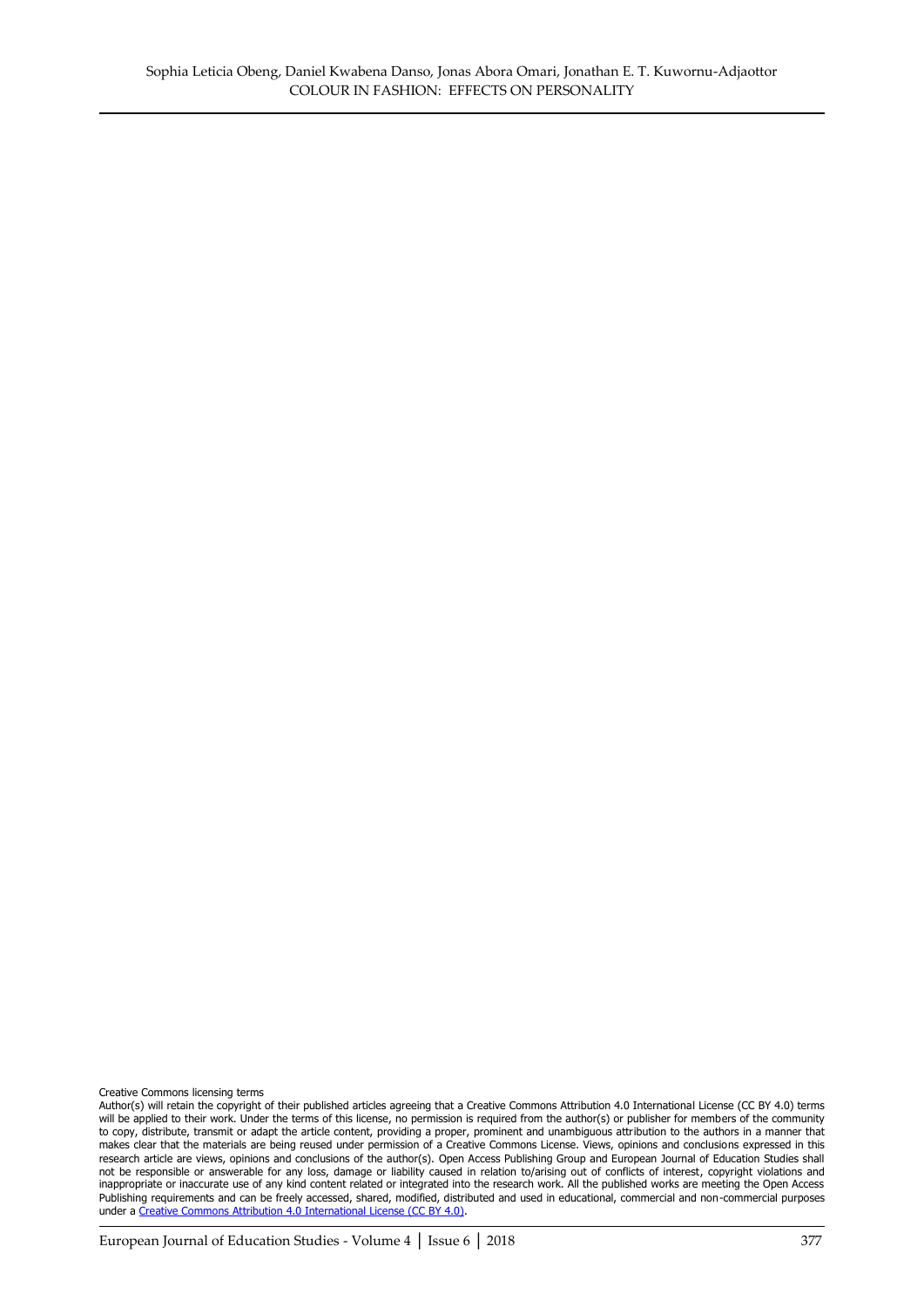Creative Commons licensing terms

Author(s) will retain the copyright of their published articles agreeing that a Creative Commons Attribution 4.0 International License (CC BY 4.0) terms will be applied to their work. Under the terms of this license, no permission is required from the author(s) or publisher for members of the community to copy, distribute, transmit or adapt the article content, providing a proper, prominent and unambiguous attribution to the authors in a manner that makes clear that the materials are being reused under permission of a Creative Commons License. Views, opinions and conclusions expressed in this research article are views, opinions and conclusions of the author(s). Open Access Publishing Group and European Journal of Education Studies shall not be responsible or answerable for any loss, damage or liability caused in relation to/arising out of conflicts of interest, copyright violations and inappropriate or inaccurate use of any kind content related or integrated into the research work. All the published works are meeting the Open Access Publishing requirements and can be freely accessed, shared, modified, distributed and used in educational, commercial and non-commercial purposes under a [Creative Commons Attribution 4.0 International License (CC BY 4.0)](https://creativecommons.org/licenses/by/4.0/).